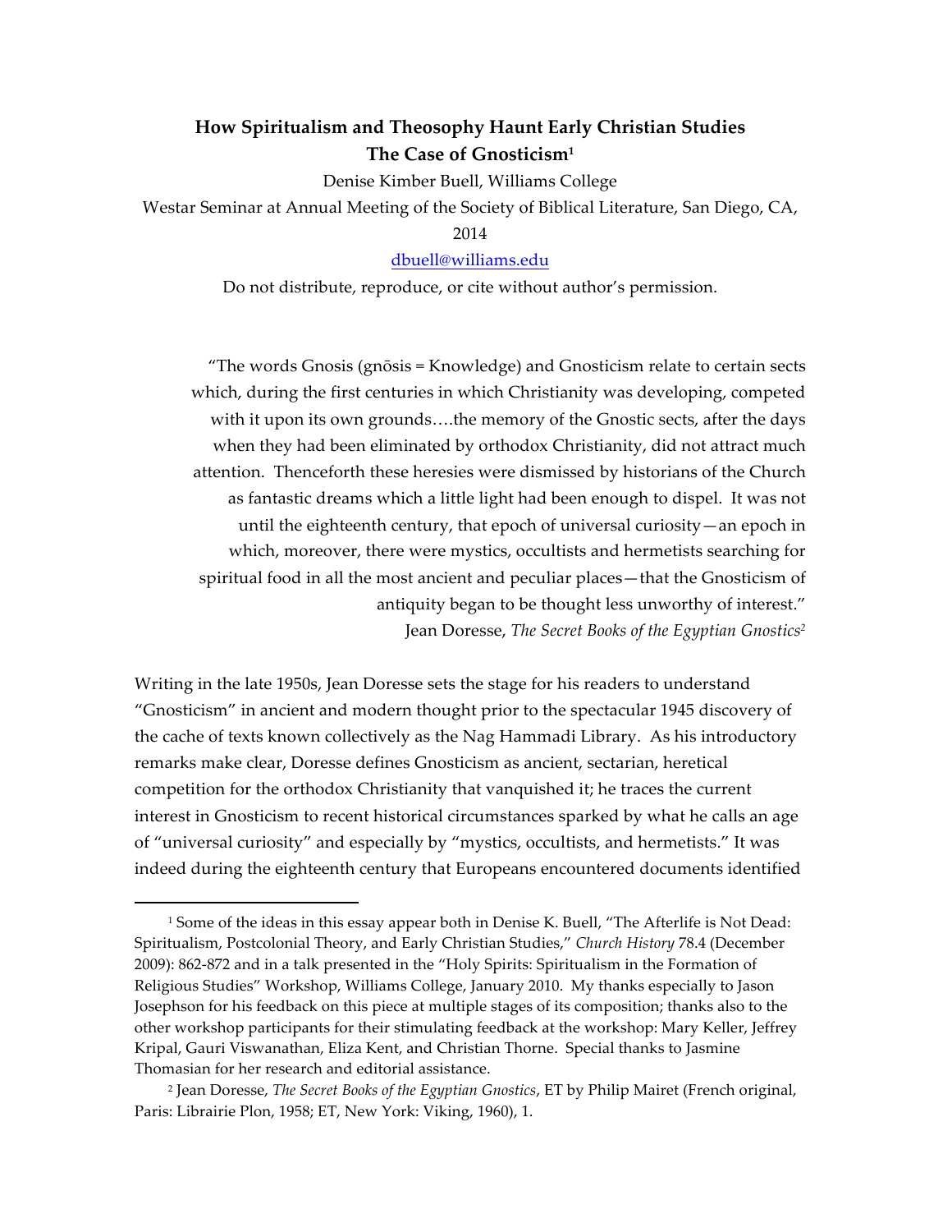# How Spiritualism and Theosophy Haunt Early Christian Studies
## The Case of Gnosticism[1]

Denise Kimber Buell, Williams College

Westar Seminar at Annual Meeting of the Society of Biblical Literature, San Diego, CA, 2014

dbuell@williams.edu

Do not distribute, reproduce, or cite without author's permission.

> "The words Gnosis (gnōsis = Knowledge) and Gnosticism relate to certain sects which, during the first centuries in which Christianity was developing, competed with it upon its own grounds….the memory of the Gnostic sects, after the days when they had been eliminated by orthodox Christianity, did not attract much attention. Thenceforth these heresies were dismissed by historians of the Church as fantastic dreams which a little light had been enough to dispel. It was not until the eighteenth century, that epoch of universal curiosity—an epoch in which, moreover, there were mystics, occultists and hermetists searching for spiritual food in all the most ancient and peculiar places—that the Gnosticism of antiquity began to be thought less unworthy of interest."
>
> Jean Doresse, *The Secret Books of the Egyptian Gnostics*[2]

Writing in the late 1950s, Jean Doresse sets the stage for his readers to understand "Gnosticism" in ancient and modern thought prior to the spectacular 1945 discovery of the cache of texts known collectively as the Nag Hammadi Library. As his introductory remarks make clear, Doresse defines Gnosticism as ancient, sectarian, heretical competition for the orthodox Christianity that vanquished it; he traces the current interest in Gnosticism to recent historical circumstances sparked by what he calls an age of "universal curiosity" and especially by "mystics, occultists, and hermetists." It was indeed during the eighteenth century that Europeans encountered documents identified

---

[1] Some of the ideas in this essay appear both in Denise K. Buell, "The Afterlife is Not Dead: Spiritualism, Postcolonial Theory, and Early Christian Studies," *Church History* 78.4 (December 2009): 862-872 and in a talk presented in the "Holy Spirits: Spiritualism in the Formation of Religious Studies" Workshop, Williams College, January 2010. My thanks especially to Jason Josephson for his feedback on this piece at multiple stages of its composition; thanks also to the other workshop participants for their stimulating feedback at the workshop: Mary Keller, Jeffrey Kripal, Gauri Viswanathan, Eliza Kent, and Christian Thorne. Special thanks to Jasmine Thomasian for her research and editorial assistance.

[2] Jean Doresse, *The Secret Books of the Egyptian Gnostics*, ET by Philip Mairet (French original, Paris: Librairie Plon, 1958; ET, New York: Viking, 1960), 1.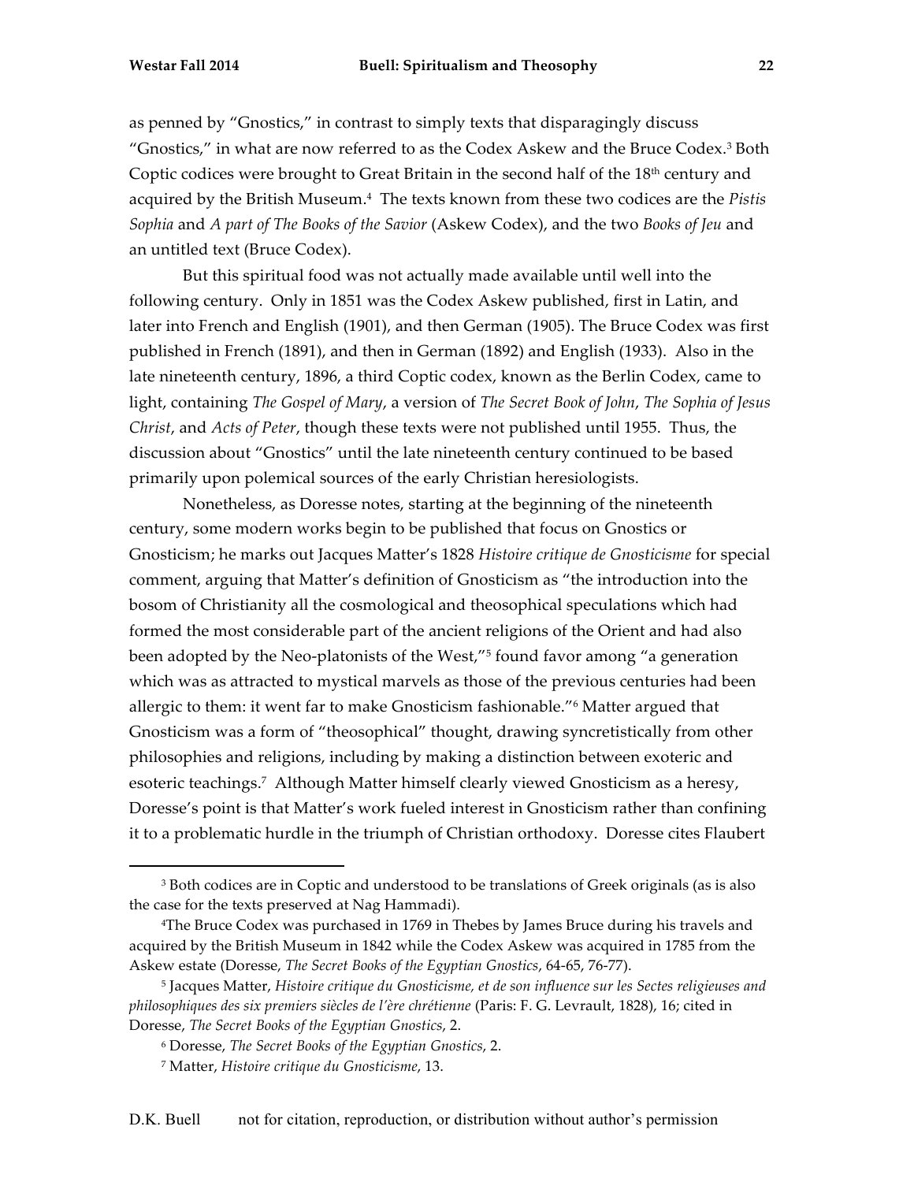as penned by "Gnostics," in contrast to simply texts that disparagingly discuss "Gnostics," in what are now referred to as the Codex Askew and the Bruce Codex.[3] Both Coptic codices were brought to Great Britain in the second half of the 18th century and acquired by the British Museum.[4] The texts known from these two codices are the *Pistis Sophia* and *A part of The Books of the Savior* (Askew Codex), and the two *Books of Jeu* and an untitled text (Bruce Codex).

But this spiritual food was not actually made available until well into the following century. Only in 1851 was the Codex Askew published, first in Latin, and later into French and English (1901), and then German (1905). The Bruce Codex was first published in French (1891), and then in German (1892) and English (1933). Also in the late nineteenth century, 1896, a third Coptic codex, known as the Berlin Codex, came to light, containing *The Gospel of Mary*, a version of *The Secret Book of John*, *The Sophia of Jesus Christ*, and *Acts of Peter*, though these texts were not published until 1955. Thus, the discussion about "Gnostics" until the late nineteenth century continued to be based primarily upon polemical sources of the early Christian heresiologists.

Nonetheless, as Doresse notes, starting at the beginning of the nineteenth century, some modern works begin to be published that focus on Gnostics or Gnosticism; he marks out Jacques Matter's 1828 *Histoire critique de Gnosticisme* for special comment, arguing that Matter's definition of Gnosticism as "the introduction into the bosom of Christianity all the cosmological and theosophical speculations which had formed the most considerable part of the ancient religions of the Orient and had also been adopted by the Neo-platonists of the West,"[5] found favor among "a generation which was as attracted to mystical marvels as those of the previous centuries had been allergic to them: it went far to make Gnosticism fashionable."[6] Matter argued that Gnosticism was a form of "theosophical" thought, drawing syncretistically from other philosophies and religions, including by making a distinction between exoteric and esoteric teachings.[7] Although Matter himself clearly viewed Gnosticism as a heresy, Doresse's point is that Matter's work fueled interest in Gnosticism rather than confining it to a problematic hurdle in the triumph of Christian orthodoxy. Doresse cites Flaubert

---

[3] Both codices are in Coptic and understood to be translations of Greek originals (as is also the case for the texts preserved at Nag Hammadi).

[4] The Bruce Codex was purchased in 1769 in Thebes by James Bruce during his travels and acquired by the British Museum in 1842 while the Codex Askew was acquired in 1785 from the Askew estate (Doresse, *The Secret Books of the Egyptian Gnostics*, 64-65, 76-77).

[5] Jacques Matter, *Histoire critique du Gnosticisme, et de son influence sur les Sectes religieuses and philosophiques des six premiers siècles de l'ère chrétienne* (Paris: F. G. Levrault, 1828), 16; cited in Doresse, *The Secret Books of the Egyptian Gnostics*, 2.

[6] Doresse, *The Secret Books of the Egyptian Gnostics*, 2.

[7] Matter, *Histoire critique du Gnosticisme*, 13.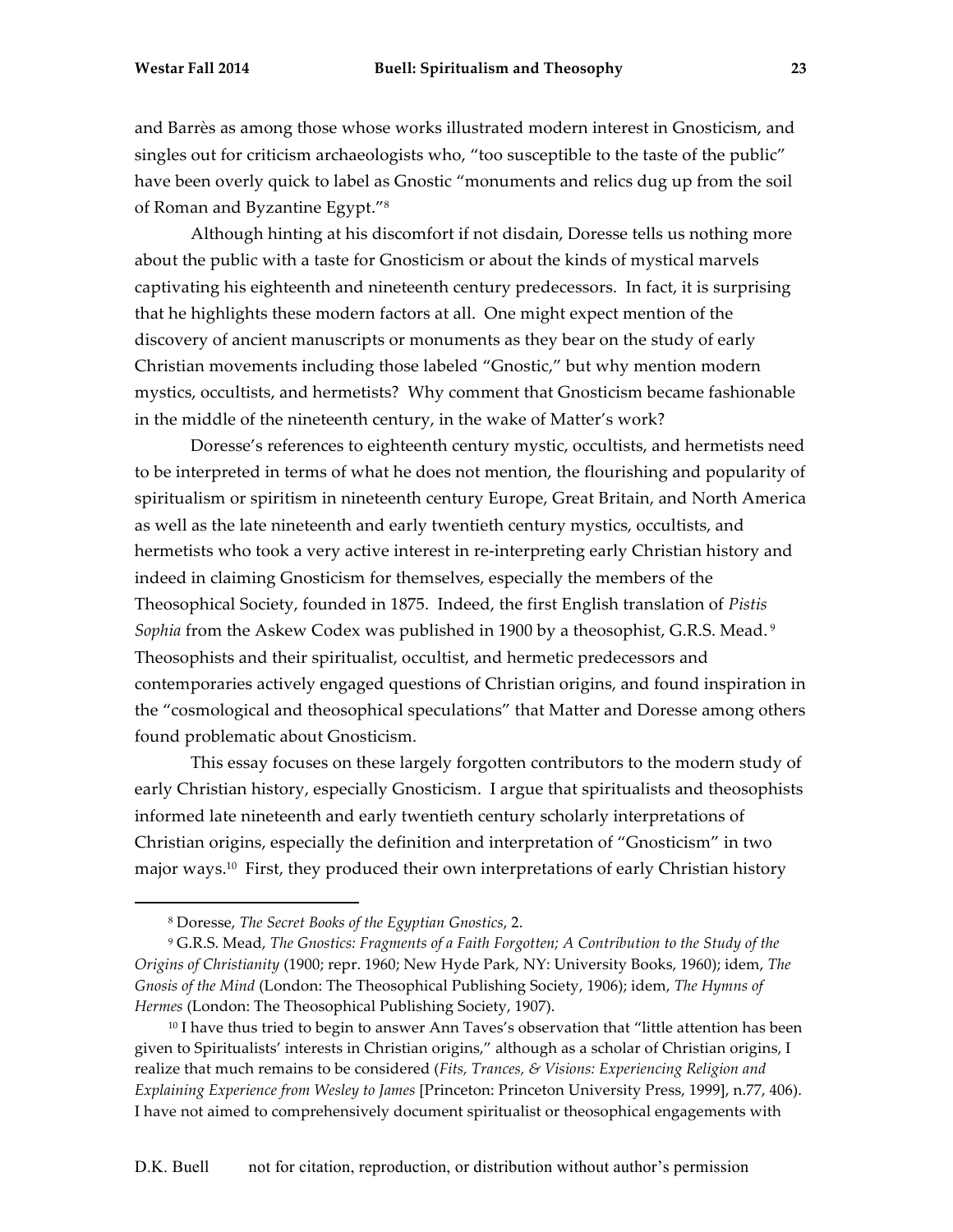and Barrès as among those whose works illustrated modern interest in Gnosticism, and singles out for criticism archaeologists who, "too susceptible to the taste of the public" have been overly quick to label as Gnostic "monuments and relics dug up from the soil of Roman and Byzantine Egypt."[8]

Although hinting at his discomfort if not disdain, Doresse tells us nothing more about the public with a taste for Gnosticism or about the kinds of mystical marvels captivating his eighteenth and nineteenth century predecessors. In fact, it is surprising that he highlights these modern factors at all. One might expect mention of the discovery of ancient manuscripts or monuments as they bear on the study of early Christian movements including those labeled "Gnostic," but why mention modern mystics, occultists, and hermetists? Why comment that Gnosticism became fashionable in the middle of the nineteenth century, in the wake of Matter's work?

Doresse's references to eighteenth century mystic, occultists, and hermetists need to be interpreted in terms of what he does not mention, the flourishing and popularity of spiritualism or spiritism in nineteenth century Europe, Great Britain, and North America as well as the late nineteenth and early twentieth century mystics, occultists, and hermetists who took a very active interest in re-interpreting early Christian history and indeed in claiming Gnosticism for themselves, especially the members of the Theosophical Society, founded in 1875. Indeed, the first English translation of *Pistis Sophia* from the Askew Codex was published in 1900 by a theosophist, G.R.S. Mead.[9] Theosophists and their spiritualist, occultist, and hermetic predecessors and contemporaries actively engaged questions of Christian origins, and found inspiration in the "cosmological and theosophical speculations" that Matter and Doresse among others found problematic about Gnosticism.

This essay focuses on these largely forgotten contributors to the modern study of early Christian history, especially Gnosticism. I argue that spiritualists and theosophists informed late nineteenth and early twentieth century scholarly interpretations of Christian origins, especially the definition and interpretation of "Gnosticism" in two major ways.[10] First, they produced their own interpretations of early Christian history

---

[8] Doresse, *The Secret Books of the Egyptian Gnostics*, 2.

[9] G.R.S. Mead, *The Gnostics: Fragments of a Faith Forgotten; A Contribution to the Study of the Origins of Christianity* (1900; repr. 1960; New Hyde Park, NY: University Books, 1960); idem, *The Gnosis of the Mind* (London: The Theosophical Publishing Society, 1906); idem, *The Hymns of Hermes* (London: The Theosophical Publishing Society, 1907).

[10] I have thus tried to begin to answer Ann Taves's observation that "little attention has been given to Spiritualists' interests in Christian origins," although as a scholar of Christian origins, I realize that much remains to be considered (*Fits, Trances, & Visions: Experiencing Religion and Explaining Experience from Wesley to James* [Princeton: Princeton University Press, 1999], n.77, 406). I have not aimed to comprehensively document spiritualist or theosophical engagements with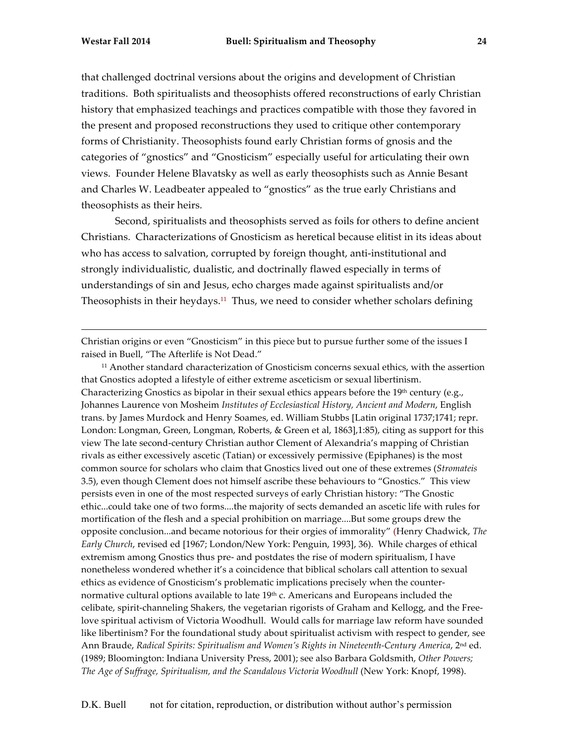that challenged doctrinal versions about the origins and development of Christian traditions. Both spiritualists and theosophists offered reconstructions of early Christian history that emphasized teachings and practices compatible with those they favored in the present and proposed reconstructions they used to critique other contemporary forms of Christianity. Theosophists found early Christian forms of gnosis and the categories of "gnostics" and "Gnosticism" especially useful for articulating their own views. Founder Helene Blavatsky as well as early theosophists such as Annie Besant and Charles W. Leadbeater appealed to "gnostics" as the true early Christians and theosophists as their heirs.

Second, spiritualists and theosophists served as foils for others to define ancient Christians. Characterizations of Gnosticism as heretical because elitist in its ideas about who has access to salvation, corrupted by foreign thought, anti-institutional and strongly individualistic, dualistic, and doctrinally flawed especially in terms of understandings of sin and Jesus, echo charges made against spiritualists and/or Theosophists in their heydays.[11] Thus, we need to consider whether scholars defining

---

Christian origins or even "Gnosticism" in this piece but to pursue further some of the issues I raised in Buell, "The Afterlife is Not Dead."

[11] Another standard characterization of Gnosticism concerns sexual ethics, with the assertion that Gnostics adopted a lifestyle of either extreme asceticism or sexual libertinism. Characterizing Gnostics as bipolar in their sexual ethics appears before the 19th century (e.g., Johannes Laurence von Mosheim *Institutes of Ecclesiastical History, Ancient and Modern*, English trans. by James Murdock and Henry Soames, ed. William Stubbs [Latin original 1737;1741; repr. London: Longman, Green, Longman, Roberts, & Green et al, 1863],1:85), citing as support for this view The late second-century Christian author Clement of Alexandria's mapping of Christian rivals as either excessively ascetic (Tatian) or excessively permissive (Epiphanes) is the most common source for scholars who claim that Gnostics lived out one of these extremes (*Stromateis* 3.5), even though Clement does not himself ascribe these behaviours to "Gnostics." This view persists even in one of the most respected surveys of early Christian history: "The Gnostic ethic...could take one of two forms....the majority of sects demanded an ascetic life with rules for mortification of the flesh and a special prohibition on marriage....But some groups drew the opposite conclusion...and became notorious for their orgies of immorality" (Henry Chadwick, *The Early Church*, revised ed [1967; London/New York: Penguin, 1993], 36). While charges of ethical extremism among Gnostics thus pre- and postdates the rise of modern spiritualism, I have nonetheless wondered whether it's a coincidence that biblical scholars call attention to sexual ethics as evidence of Gnosticism's problematic implications precisely when the counter-normative cultural options available to late 19th c. Americans and Europeans included the celibate, spirit-channeling Shakers, the vegetarian rigorists of Graham and Kellogg, and the Free-love spiritual activism of Victoria Woodhull. Would calls for marriage law reform have sounded like libertinism? For the foundational study about spiritualist activism with respect to gender, see Ann Braude, *Radical Spirits: Spiritualism and Women's Rights in Nineteenth-Century America*, 2nd ed. (1989; Bloomington: Indiana University Press, 2001); see also Barbara Goldsmith, *Other Powers; The Age of Suffrage, Spiritualism, and the Scandalous Victoria Woodhull* (New York: Knopf, 1998).

D.K. Buell not for citation, reproduction, or distribution without author's permission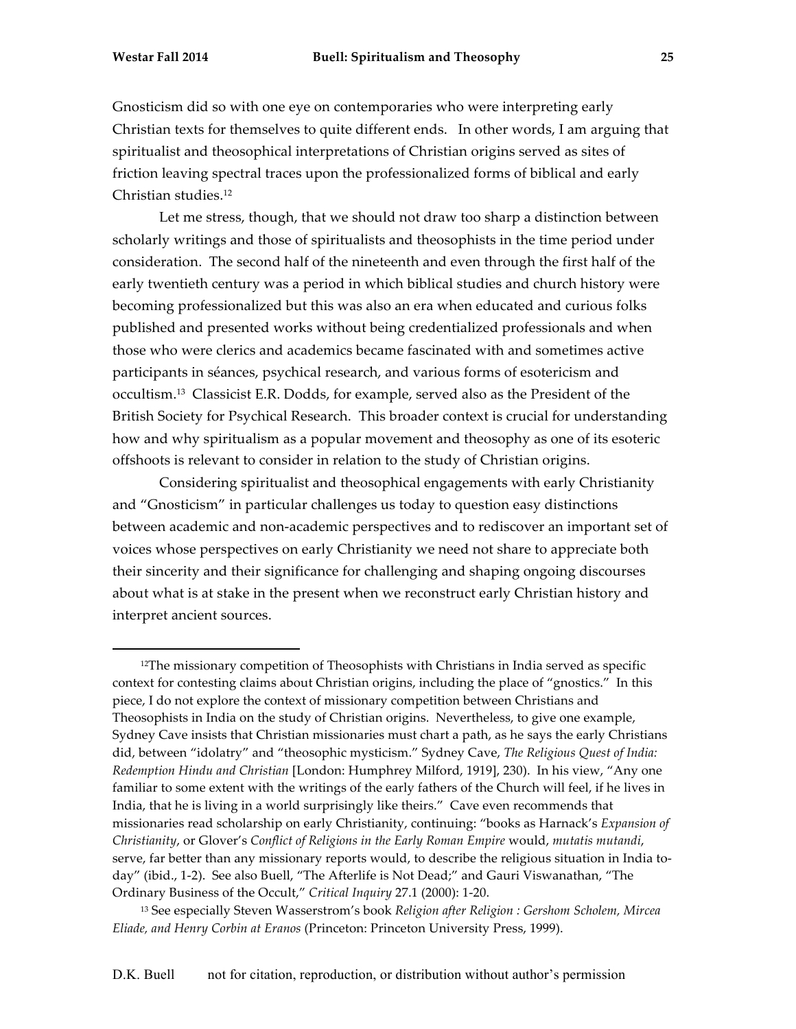Gnosticism did so with one eye on contemporaries who were interpreting early Christian texts for themselves to quite different ends. In other words, I am arguing that spiritualist and theosophical interpretations of Christian origins served as sites of friction leaving spectral traces upon the professionalized forms of biblical and early Christian studies.[12]

Let me stress, though, that we should not draw too sharp a distinction between scholarly writings and those of spiritualists and theosophists in the time period under consideration. The second half of the nineteenth and even through the first half of the early twentieth century was a period in which biblical studies and church history were becoming professionalized but this was also an era when educated and curious folks published and presented works without being credentialized professionals and when those who were clerics and academics became fascinated with and sometimes active participants in séances, psychical research, and various forms of esotericism and occultism.[13] Classicist E.R. Dodds, for example, served also as the President of the British Society for Psychical Research. This broader context is crucial for understanding how and why spiritualism as a popular movement and theosophy as one of its esoteric offshoots is relevant to consider in relation to the study of Christian origins.

Considering spiritualist and theosophical engagements with early Christianity and "Gnosticism" in particular challenges us today to question easy distinctions between academic and non-academic perspectives and to rediscover an important set of voices whose perspectives on early Christianity we need not share to appreciate both their sincerity and their significance for challenging and shaping ongoing discourses about what is at stake in the present when we reconstruct early Christian history and interpret ancient sources.

---

[12]The missionary competition of Theosophists with Christians in India served as specific context for contesting claims about Christian origins, including the place of "gnostics." In this piece, I do not explore the context of missionary competition between Christians and Theosophists in India on the study of Christian origins. Nevertheless, to give one example, Sydney Cave insists that Christian missionaries must chart a path, as he says the early Christians did, between "idolatry" and "theosophic mysticism." Sydney Cave, *The Religious Quest of India: Redemption Hindu and Christian* [London: Humphrey Milford, 1919], 230). In his view, "Any one familiar to some extent with the writings of the early fathers of the Church will feel, if he lives in India, that he is living in a world surprisingly like theirs." Cave even recommends that missionaries read scholarship on early Christianity, continuing: "books as Harnack's *Expansion of Christianity*, or Glover's *Conflict of Religions in the Early Roman Empire* would, *mutatis mutandi*, serve, far better than any missionary reports would, to describe the religious situation in India to-day" (ibid., 1-2). See also Buell, "The Afterlife is Not Dead;" and Gauri Viswanathan, "The Ordinary Business of the Occult," *Critical Inquiry* 27.1 (2000): 1-20.

[13] See especially Steven Wasserstrom's book *Religion after Religion : Gershom Scholem, Mircea Eliade, and Henry Corbin at Eranos* (Princeton: Princeton University Press, 1999).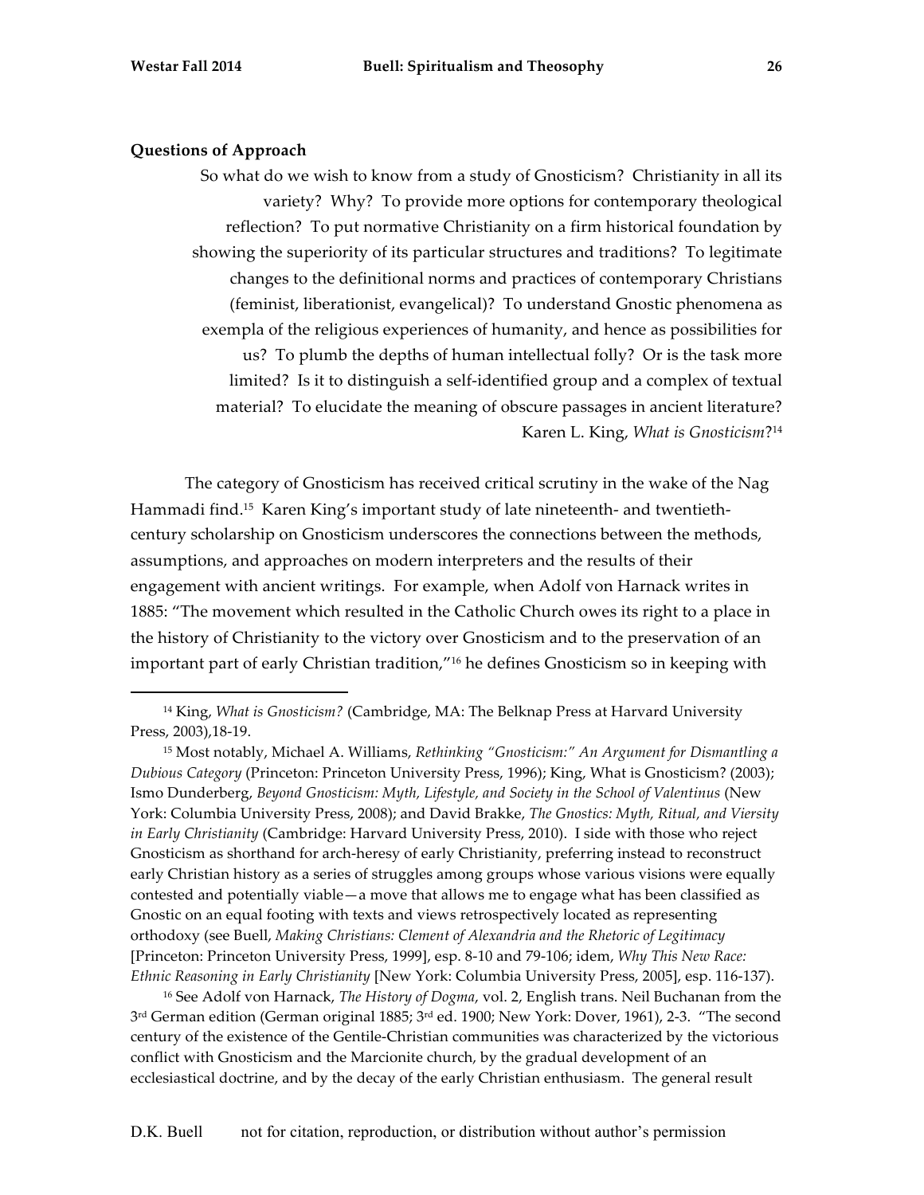### Questions of Approach

> So what do we wish to know from a study of Gnosticism? Christianity in all its variety? Why? To provide more options for contemporary theological reflection? To put normative Christianity on a firm historical foundation by showing the superiority of its particular structures and traditions? To legitimate changes to the definitional norms and practices of contemporary Christians (feminist, liberationist, evangelical)? To understand Gnostic phenomena as exempla of the religious experiences of humanity, and hence as possibilities for us? To plumb the depths of human intellectual folly? Or is the task more limited? Is it to distinguish a self-identified group and a complex of textual material? To elucidate the meaning of obscure passages in ancient literature?
>
> Karen L. King, *What is Gnosticism*?[14]

The category of Gnosticism has received critical scrutiny in the wake of the Nag Hammadi find.[15] Karen King's important study of late nineteenth- and twentieth-century scholarship on Gnosticism underscores the connections between the methods, assumptions, and approaches on modern interpreters and the results of their engagement with ancient writings. For example, when Adolf von Harnack writes in 1885: "The movement which resulted in the Catholic Church owes its right to a place in the history of Christianity to the victory over Gnosticism and to the preservation of an important part of early Christian tradition,"[16] he defines Gnosticism so in keeping with

---

[14] King, *What is Gnosticism?* (Cambridge, MA: The Belknap Press at Harvard University Press, 2003),18-19.

[15] Most notably, Michael A. Williams, *Rethinking "Gnosticism:" An Argument for Dismantling a Dubious Category* (Princeton: Princeton University Press, 1996); King, What is Gnosticism? (2003); Ismo Dunderberg, *Beyond Gnosticism: Myth, Lifestyle, and Society in the School of Valentinus* (New York: Columbia University Press, 2008); and David Brakke, *The Gnostics: Myth, Ritual, and Viersity in Early Christianity* (Cambridge: Harvard University Press, 2010). I side with those who reject Gnosticism as shorthand for arch-heresy of early Christianity, preferring instead to reconstruct early Christian history as a series of struggles among groups whose various visions were equally contested and potentially viable—a move that allows me to engage what has been classified as Gnostic on an equal footing with texts and views retrospectively located as representing orthodoxy (see Buell, *Making Christians: Clement of Alexandria and the Rhetoric of Legitimacy* [Princeton: Princeton University Press, 1999], esp. 8-10 and 79-106; idem, *Why This New Race: Ethnic Reasoning in Early Christianity* [New York: Columbia University Press, 2005], esp. 116-137).

[16] See Adolf von Harnack, *The History of Dogma*, vol. 2, English trans. Neil Buchanan from the 3rd German edition (German original 1885; 3rd ed. 1900; New York: Dover, 1961), 2-3. "The second century of the existence of the Gentile-Christian communities was characterized by the victorious conflict with Gnosticism and the Marcionite church, by the gradual development of an ecclesiastical doctrine, and by the decay of the early Christian enthusiasm. The general result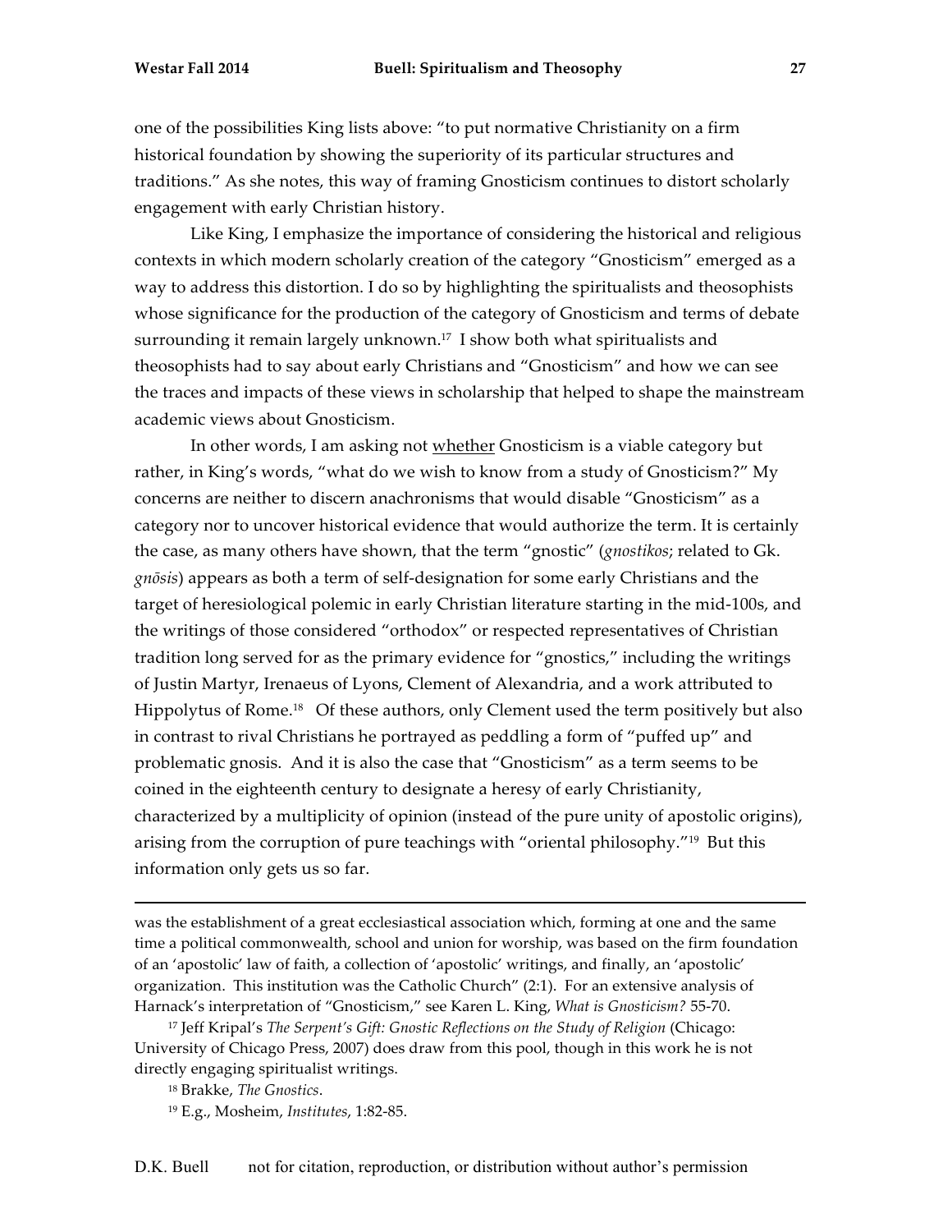one of the possibilities King lists above: "to put normative Christianity on a firm historical foundation by showing the superiority of its particular structures and traditions." As she notes, this way of framing Gnosticism continues to distort scholarly engagement with early Christian history.

Like King, I emphasize the importance of considering the historical and religious contexts in which modern scholarly creation of the category "Gnosticism" emerged as a way to address this distortion. I do so by highlighting the spiritualists and theosophists whose significance for the production of the category of Gnosticism and terms of debate surrounding it remain largely unknown.[17] I show both what spiritualists and theosophists had to say about early Christians and "Gnosticism" and how we can see the traces and impacts of these views in scholarship that helped to shape the mainstream academic views about Gnosticism.

In other words, I am asking not <u>whether</u> Gnosticism is a viable category but rather, in King's words, "what do we wish to know from a study of Gnosticism?" My concerns are neither to discern anachronisms that would disable "Gnosticism" as a category nor to uncover historical evidence that would authorize the term. It is certainly the case, as many others have shown, that the term "gnostic" (*gnostikos*; related to Gk. *gnōsis*) appears as both a term of self-designation for some early Christians and the target of heresiological polemic in early Christian literature starting in the mid-100s, and the writings of those considered "orthodox" or respected representatives of Christian tradition long served for as the primary evidence for "gnostics," including the writings of Justin Martyr, Irenaeus of Lyons, Clement of Alexandria, and a work attributed to Hippolytus of Rome.[18] Of these authors, only Clement used the term positively but also in contrast to rival Christians he portrayed as peddling a form of "puffed up" and problematic gnosis. And it is also the case that "Gnosticism" as a term seems to be coined in the eighteenth century to designate a heresy of early Christianity, characterized by a multiplicity of opinion (instead of the pure unity of apostolic origins), arising from the corruption of pure teachings with "oriental philosophy."[19] But this information only gets us so far.

---

was the establishment of a great ecclesiastical association which, forming at one and the same time a political commonwealth, school and union for worship, was based on the firm foundation of an 'apostolic' law of faith, a collection of 'apostolic' writings, and finally, an 'apostolic' organization. This institution was the Catholic Church" (2:1). For an extensive analysis of Harnack's interpretation of "Gnosticism," see Karen L. King, *What is Gnosticism?* 55-70.

[17] Jeff Kripal's *The Serpent's Gift: Gnostic Reflections on the Study of Religion* (Chicago: University of Chicago Press, 2007) does draw from this pool, though in this work he is not directly engaging spiritualist writings.

[18] Brakke, *The Gnostics*.

[19] E.g., Mosheim, *Institutes*, 1:82-85.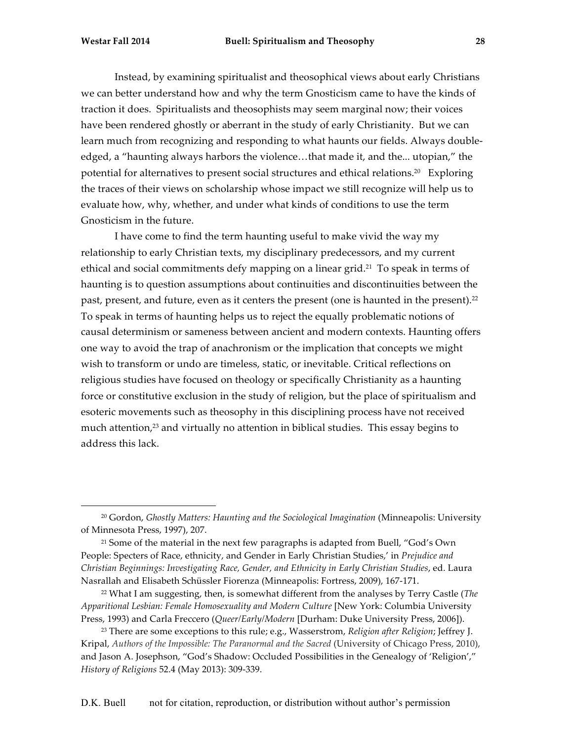Instead, by examining spiritualist and theosophical views about early Christians we can better understand how and why the term Gnosticism came to have the kinds of traction it does. Spiritualists and theosophists may seem marginal now; their voices have been rendered ghostly or aberrant in the study of early Christianity. But we can learn much from recognizing and responding to what haunts our fields. Always double-edged, a "haunting always harbors the violence…that made it, and the... utopian," the potential for alternatives to present social structures and ethical relations.[20] Exploring the traces of their views on scholarship whose impact we still recognize will help us to evaluate how, why, whether, and under what kinds of conditions to use the term Gnosticism in the future.

I have come to find the term haunting useful to make vivid the way my relationship to early Christian texts, my disciplinary predecessors, and my current ethical and social commitments defy mapping on a linear grid.[21] To speak in terms of haunting is to question assumptions about continuities and discontinuities between the past, present, and future, even as it centers the present (one is haunted in the present).[22] To speak in terms of haunting helps us to reject the equally problematic notions of causal determinism or sameness between ancient and modern contexts. Haunting offers one way to avoid the trap of anachronism or the implication that concepts we might wish to transform or undo are timeless, static, or inevitable. Critical reflections on religious studies have focused on theology or specifically Christianity as a haunting force or constitutive exclusion in the study of religion, but the place of spiritualism and esoteric movements such as theosophy in this disciplining process have not received much attention,[23] and virtually no attention in biblical studies. This essay begins to address this lack.

---

[20] Gordon, *Ghostly Matters: Haunting and the Sociological Imagination* (Minneapolis: University of Minnesota Press, 1997), 207.

[21] Some of the material in the next few paragraphs is adapted from Buell, "God's Own People: Specters of Race, ethnicity, and Gender in Early Christian Studies,' in *Prejudice and Christian Beginnings: Investigating Race, Gender, and Ethnicity in Early Christian Studies*, ed. Laura Nasrallah and Elisabeth Schüssler Fiorenza (Minneapolis: Fortress, 2009), 167-171.

[22] What I am suggesting, then, is somewhat different from the analyses by Terry Castle (*The Apparitional Lesbian: Female Homosexuality and Modern Culture* [New York: Columbia University Press, 1993) and Carla Freccero (*Queer/Early/Modern* [Durham: Duke University Press, 2006]).

[23] There are some exceptions to this rule; e.g., Wasserstrom, *Religion after Religion*; Jeffrey J. Kripal, *Authors of the Impossible: The Paranormal and the Sacred* (University of Chicago Press, 2010), and Jason A. Josephson, "God's Shadow: Occluded Possibilities in the Genealogy of 'Religion'," *History of Religions* 52.4 (May 2013): 309-339.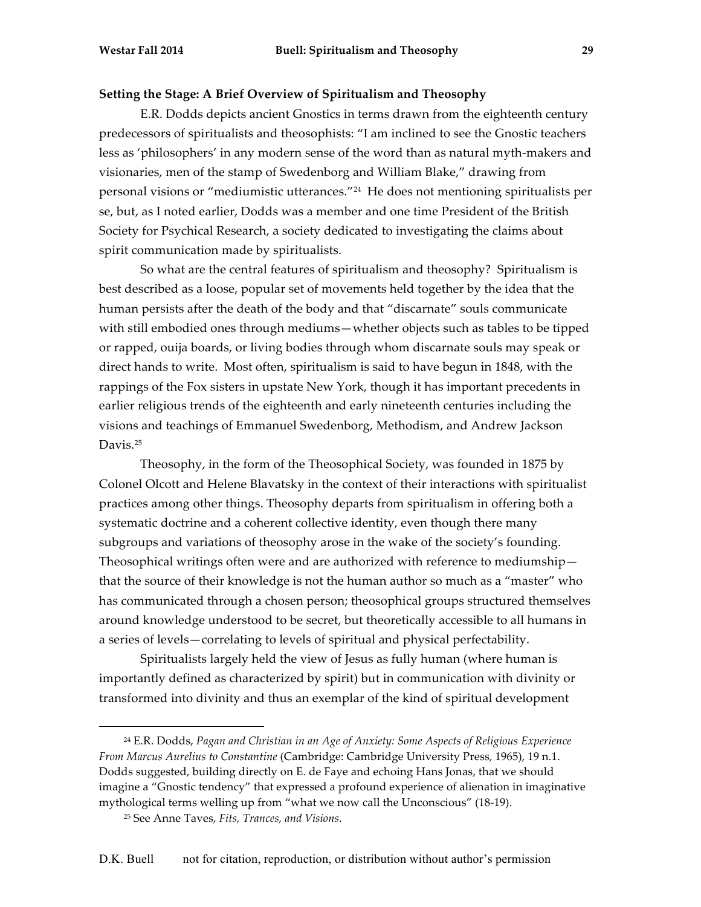**Setting the Stage: A Brief Overview of Spiritualism and Theosophy**

E.R. Dodds depicts ancient Gnostics in terms drawn from the eighteenth century predecessors of spiritualists and theosophists: "I am inclined to see the Gnostic teachers less as 'philosophers' in any modern sense of the word than as natural myth-makers and visionaries, men of the stamp of Swedenborg and William Blake," drawing from personal visions or "mediumistic utterances."[24] He does not mentioning spiritualists per se, but, as I noted earlier, Dodds was a member and one time President of the British Society for Psychical Research, a society dedicated to investigating the claims about spirit communication made by spiritualists.

So what are the central features of spiritualism and theosophy? Spiritualism is best described as a loose, popular set of movements held together by the idea that the human persists after the death of the body and that "discarnate" souls communicate with still embodied ones through mediums—whether objects such as tables to be tipped or rapped, ouija boards, or living bodies through whom discarnate souls may speak or direct hands to write. Most often, spiritualism is said to have begun in 1848, with the rappings of the Fox sisters in upstate New York, though it has important precedents in earlier religious trends of the eighteenth and early nineteenth centuries including the visions and teachings of Emmanuel Swedenborg, Methodism, and Andrew Jackson Davis.[25]

Theosophy, in the form of the Theosophical Society, was founded in 1875 by Colonel Olcott and Helene Blavatsky in the context of their interactions with spiritualist practices among other things. Theosophy departs from spiritualism in offering both a systematic doctrine and a coherent collective identity, even though there many subgroups and variations of theosophy arose in the wake of the society's founding. Theosophical writings often were and are authorized with reference to mediumship—that the source of their knowledge is not the human author so much as a "master" who has communicated through a chosen person; theosophical groups structured themselves around knowledge understood to be secret, but theoretically accessible to all humans in a series of levels—correlating to levels of spiritual and physical perfectability.

Spiritualists largely held the view of Jesus as fully human (where human is importantly defined as characterized by spirit) but in communication with divinity or transformed into divinity and thus an exemplar of the kind of spiritual development

---

[24] E.R. Dodds, *Pagan and Christian in an Age of Anxiety: Some Aspects of Religious Experience From Marcus Aurelius to Constantine* (Cambridge: Cambridge University Press, 1965), 19 n.1. Dodds suggested, building directly on E. de Faye and echoing Hans Jonas, that we should imagine a "Gnostic tendency" that expressed a profound experience of alienation in imaginative mythological terms welling up from "what we now call the Unconscious" (18-19).

[25] See Anne Taves, *Fits, Trances, and Visions*.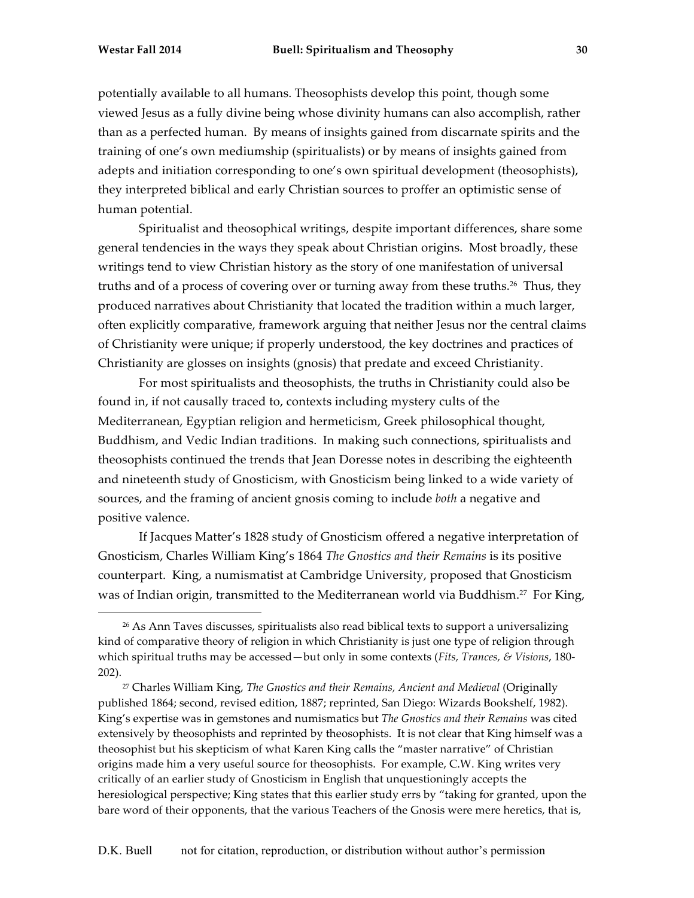potentially available to all humans. Theosophists develop this point, though some viewed Jesus as a fully divine being whose divinity humans can also accomplish, rather than as a perfected human. By means of insights gained from discarnate spirits and the training of one's own mediumship (spiritualists) or by means of insights gained from adepts and initiation corresponding to one's own spiritual development (theosophists), they interpreted biblical and early Christian sources to proffer an optimistic sense of human potential.

Spiritualist and theosophical writings, despite important differences, share some general tendencies in the ways they speak about Christian origins. Most broadly, these writings tend to view Christian history as the story of one manifestation of universal truths and of a process of covering over or turning away from these truths.[26] Thus, they produced narratives about Christianity that located the tradition within a much larger, often explicitly comparative, framework arguing that neither Jesus nor the central claims of Christianity were unique; if properly understood, the key doctrines and practices of Christianity are glosses on insights (gnosis) that predate and exceed Christianity.

For most spiritualists and theosophists, the truths in Christianity could also be found in, if not causally traced to, contexts including mystery cults of the Mediterranean, Egyptian religion and hermeticism, Greek philosophical thought, Buddhism, and Vedic Indian traditions. In making such connections, spiritualists and theosophists continued the trends that Jean Doresse notes in describing the eighteenth and nineteenth study of Gnosticism, with Gnosticism being linked to a wide variety of sources, and the framing of ancient gnosis coming to include *both* a negative and positive valence.

If Jacques Matter's 1828 study of Gnosticism offered a negative interpretation of Gnosticism, Charles William King's 1864 *The Gnostics and their Remains* is its positive counterpart. King, a numismatist at Cambridge University, proposed that Gnosticism was of Indian origin, transmitted to the Mediterranean world via Buddhism.[27] For King,

---

[26] As Ann Taves discusses, spiritualists also read biblical texts to support a universalizing kind of comparative theory of religion in which Christianity is just one type of religion through which spiritual truths may be accessed—but only in some contexts (*Fits, Trances, & Visions*, 180-202).

[27] Charles William King, *The Gnostics and their Remains, Ancient and Medieval* (Originally published 1864; second, revised edition, 1887; reprinted, San Diego: Wizards Bookshelf, 1982). King's expertise was in gemstones and numismatics but *The Gnostics and their Remains* was cited extensively by theosophists and reprinted by theosophists. It is not clear that King himself was a theosophist but his skepticism of what Karen King calls the "master narrative" of Christian origins made him a very useful source for theosophists. For example, C.W. King writes very critically of an earlier study of Gnosticism in English that unquestioningly accepts the heresiological perspective; King states that this earlier study errs by "taking for granted, upon the bare word of their opponents, that the various Teachers of the Gnosis were mere heretics, that is,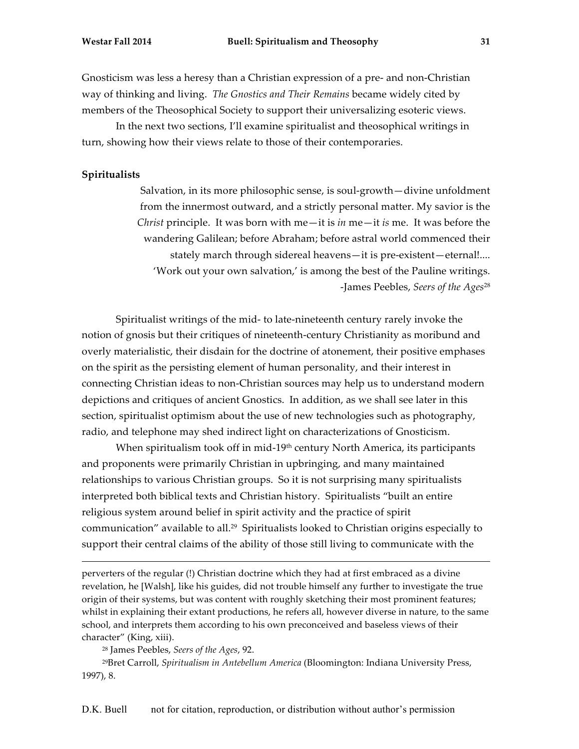Gnosticism was less a heresy than a Christian expression of a pre- and non-Christian way of thinking and living. *The Gnostics and Their Remains* became widely cited by members of the Theosophical Society to support their universalizing esoteric views.

In the next two sections, I'll examine spiritualist and theosophical writings in turn, showing how their views relate to those of their contemporaries.

**Spiritualists**

> Salvation, in its more philosophic sense, is soul-growth—divine unfoldment from the innermost outward, and a strictly personal matter. My savior is the *Christ* principle. It was born with me—it is *in* me—it *is* me. It was before the wandering Galilean; before Abraham; before astral world commenced their stately march through sidereal heavens—it is pre-existent—eternal!.... 'Work out your own salvation,' is among the best of the Pauline writings.
>
> -James Peebles, *Seers of the Ages*[28]

Spiritualist writings of the mid- to late-nineteenth century rarely invoke the notion of gnosis but their critiques of nineteenth-century Christianity as moribund and overly materialistic, their disdain for the doctrine of atonement, their positive emphases on the spirit as the persisting element of human personality, and their interest in connecting Christian ideas to non-Christian sources may help us to understand modern depictions and critiques of ancient Gnostics. In addition, as we shall see later in this section, spiritualist optimism about the use of new technologies such as photography, radio, and telephone may shed indirect light on characterizations of Gnosticism.

When spiritualism took off in mid-19th century North America, its participants and proponents were primarily Christian in upbringing, and many maintained relationships to various Christian groups. So it is not surprising many spiritualists interpreted both biblical texts and Christian history. Spiritualists "built an entire religious system around belief in spirit activity and the practice of spirit communication" available to all.[29] Spiritualists looked to Christian origins especially to support their central claims of the ability of those still living to communicate with the

---

perverters of the regular (!) Christian doctrine which they had at first embraced as a divine revelation, he [Walsh], like his guides, did not trouble himself any further to investigate the true origin of their systems, but was content with roughly sketching their most prominent features; whilst in explaining their extant productions, he refers all, however diverse in nature, to the same school, and interprets them according to his own preconceived and baseless views of their character" (King, xiii).

[28] James Peebles, *Seers of the Ages*, 92.

[29] Bret Carroll, *Spiritualism in Antebellum America* (Bloomington: Indiana University Press, 1997), 8.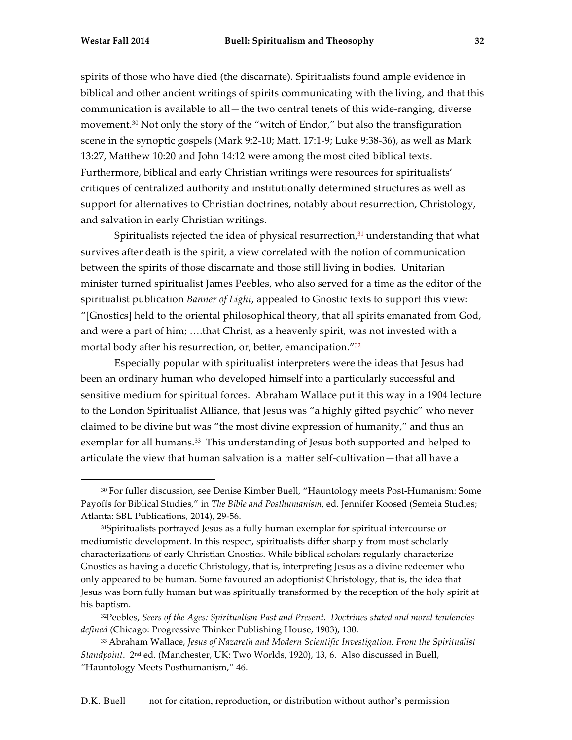spirits of those who have died (the discarnate). Spiritualists found ample evidence in biblical and other ancient writings of spirits communicating with the living, and that this communication is available to all—the two central tenets of this wide-ranging, diverse movement.[30] Not only the story of the "witch of Endor," but also the transfiguration scene in the synoptic gospels (Mark 9:2-10; Matt. 17:1-9; Luke 9:38-36), as well as Mark 13:27, Matthew 10:20 and John 14:12 were among the most cited biblical texts. Furthermore, biblical and early Christian writings were resources for spiritualists' critiques of centralized authority and institutionally determined structures as well as support for alternatives to Christian doctrines, notably about resurrection, Christology, and salvation in early Christian writings.

Spiritualists rejected the idea of physical resurrection,[31] understanding that what survives after death is the spirit, a view correlated with the notion of communication between the spirits of those discarnate and those still living in bodies. Unitarian minister turned spiritualist James Peebles, who also served for a time as the editor of the spiritualist publication *Banner of Light*, appealed to Gnostic texts to support this view: "[Gnostics] held to the oriental philosophical theory, that all spirits emanated from God, and were a part of him; ….that Christ, as a heavenly spirit, was not invested with a mortal body after his resurrection, or, better, emancipation."[32]

Especially popular with spiritualist interpreters were the ideas that Jesus had been an ordinary human who developed himself into a particularly successful and sensitive medium for spiritual forces. Abraham Wallace put it this way in a 1904 lecture to the London Spiritualist Alliance, that Jesus was "a highly gifted psychic" who never claimed to be divine but was "the most divine expression of humanity," and thus an exemplar for all humans.[33] This understanding of Jesus both supported and helped to articulate the view that human salvation is a matter self-cultivation—that all have a

---

[30] For fuller discussion, see Denise Kimber Buell, "Hauntology meets Post-Humanism: Some Payoffs for Biblical Studies," in *The Bible and Posthumanism*, ed. Jennifer Koosed (Semeia Studies; Atlanta: SBL Publications, 2014), 29-56.

[31] Spiritualists portrayed Jesus as a fully human exemplar for spiritual intercourse or mediumistic development. In this respect, spiritualists differ sharply from most scholarly characterizations of early Christian Gnostics. While biblical scholars regularly characterize Gnostics as having a docetic Christology, that is, interpreting Jesus as a divine redeemer who only appeared to be human. Some favoured an adoptionist Christology, that is, the idea that Jesus was born fully human but was spiritually transformed by the reception of the holy spirit at his baptism.

[32] Peebles, *Seers of the Ages: Spiritualism Past and Present. Doctrines stated and moral tendencies defined* (Chicago: Progressive Thinker Publishing House, 1903), 130.

[33] Abraham Wallace, *Jesus of Nazareth and Modern Scientific Investigation: From the Spiritualist Standpoint*. 2nd ed. (Manchester, UK: Two Worlds, 1920), 13, 6. Also discussed in Buell, "Hauntology Meets Posthumanism," 46.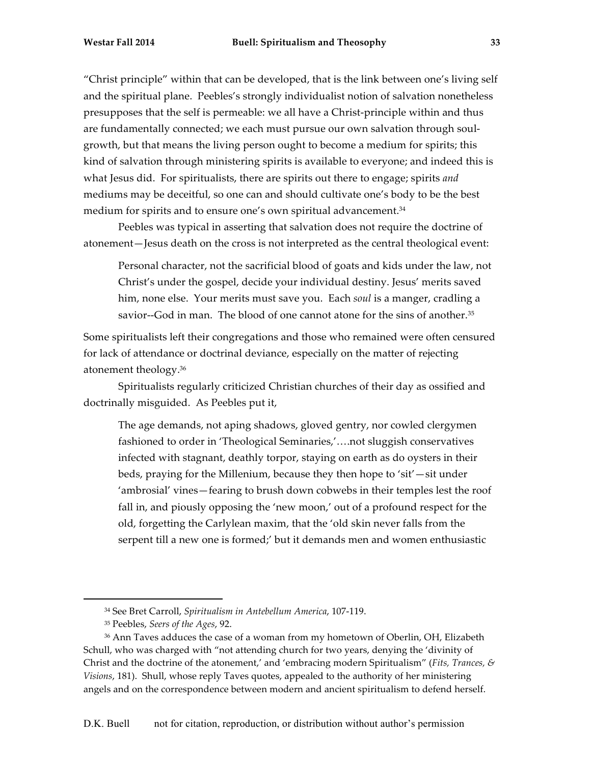"Christ principle" within that can be developed, that is the link between one's living self and the spiritual plane. Peebles's strongly individualist notion of salvation nonetheless presupposes that the self is permeable: we all have a Christ-principle within and thus are fundamentally connected; we each must pursue our own salvation through soul-growth, but that means the living person ought to become a medium for spirits; this kind of salvation through ministering spirits is available to everyone; and indeed this is what Jesus did. For spiritualists, there are spirits out there to engage; spirits *and* mediums may be deceitful, so one can and should cultivate one's body to be the best medium for spirits and to ensure one's own spiritual advancement.[34]

Peebles was typical in asserting that salvation does not require the doctrine of atonement—Jesus death on the cross is not interpreted as the central theological event:

> Personal character, not the sacrificial blood of goats and kids under the law, not Christ's under the gospel, decide your individual destiny. Jesus' merits saved him, none else. Your merits must save you. Each *soul* is a manger, cradling a savior--God in man. The blood of one cannot atone for the sins of another.[35]

Some spiritualists left their congregations and those who remained were often censured for lack of attendance or doctrinal deviance, especially on the matter of rejecting atonement theology.[36]

Spiritualists regularly criticized Christian churches of their day as ossified and doctrinally misguided. As Peebles put it,

> The age demands, not aping shadows, gloved gentry, nor cowled clergymen fashioned to order in 'Theological Seminaries,'….not sluggish conservatives infected with stagnant, deathly torpor, staying on earth as do oysters in their beds, praying for the Millenium, because they then hope to 'sit'—sit under 'ambrosial' vines—fearing to brush down cobwebs in their temples lest the roof fall in, and piously opposing the 'new moon,' out of a profound respect for the old, forgetting the Carlylean maxim, that the 'old skin never falls from the serpent till a new one is formed;' but it demands men and women enthusiastic

---

[34] See Bret Carroll, *Spiritualism in Antebellum America*, 107-119.

[35] Peebles, *Seers of the Ages*, 92.

[36] Ann Taves adduces the case of a woman from my hometown of Oberlin, OH, Elizabeth Schull, who was charged with "not attending church for two years, denying the 'divinity of Christ and the doctrine of the atonement,' and 'embracing modern Spiritualism" (*Fits, Trances, & Visions*, 181). Shull, whose reply Taves quotes, appealed to the authority of her ministering angels and on the correspondence between modern and ancient spiritualism to defend herself.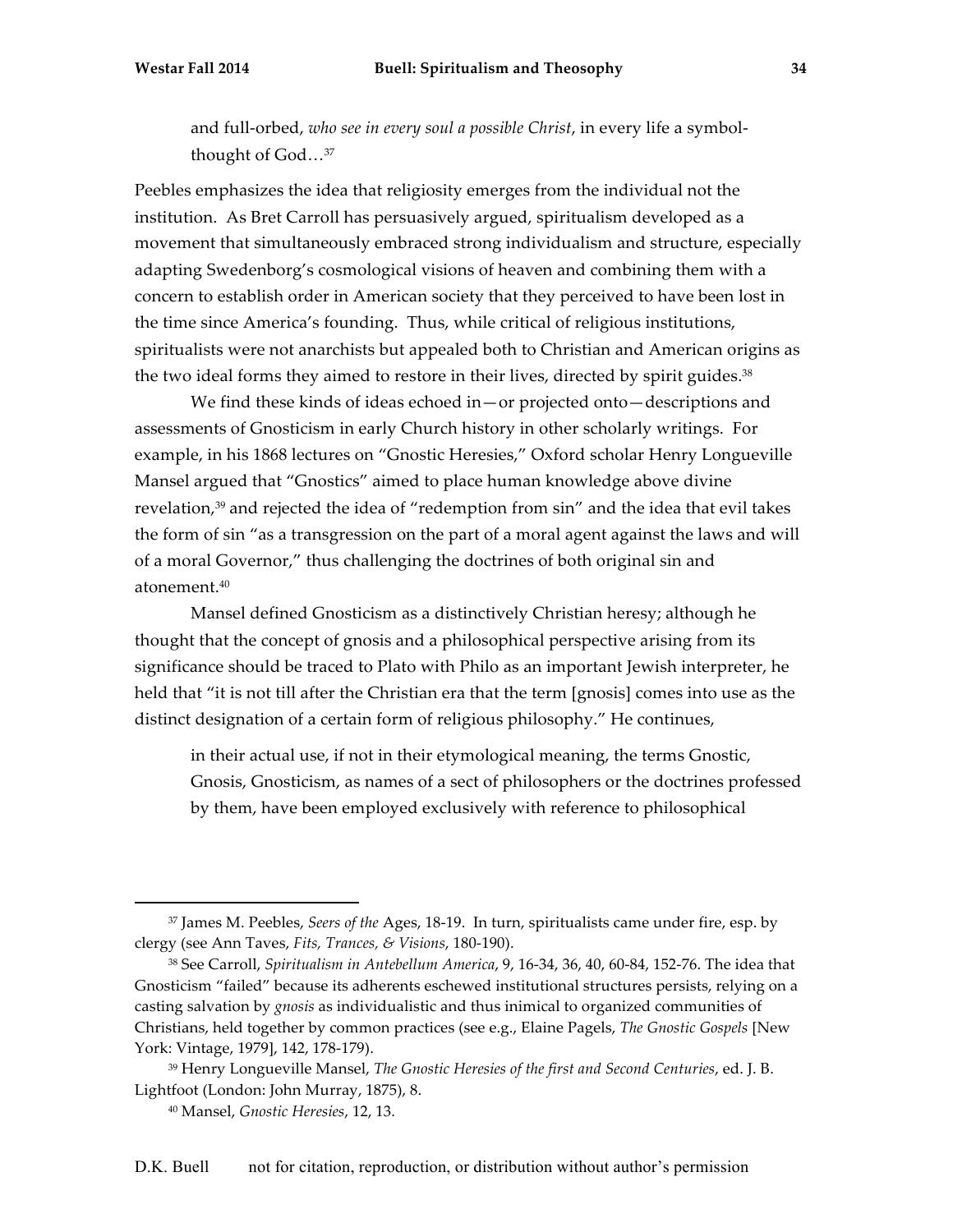> and full-orbed, *who see in every soul a possible Christ*, in every life a symbol-thought of God…[37]

Peebles emphasizes the idea that religiosity emerges from the individual not the institution. As Bret Carroll has persuasively argued, spiritualism developed as a movement that simultaneously embraced strong individualism and structure, especially adapting Swedenborg's cosmological visions of heaven and combining them with a concern to establish order in American society that they perceived to have been lost in the time since America's founding. Thus, while critical of religious institutions, spiritualists were not anarchists but appealed both to Christian and American origins as the two ideal forms they aimed to restore in their lives, directed by spirit guides.[38]

We find these kinds of ideas echoed in—or projected onto—descriptions and assessments of Gnosticism in early Church history in other scholarly writings. For example, in his 1868 lectures on "Gnostic Heresies," Oxford scholar Henry Longueville Mansel argued that "Gnostics" aimed to place human knowledge above divine revelation,[39] and rejected the idea of "redemption from sin" and the idea that evil takes the form of sin "as a transgression on the part of a moral agent against the laws and will of a moral Governor," thus challenging the doctrines of both original sin and atonement.[40]

Mansel defined Gnosticism as a distinctively Christian heresy; although he thought that the concept of gnosis and a philosophical perspective arising from its significance should be traced to Plato with Philo as an important Jewish interpreter, he held that "it is not till after the Christian era that the term [gnosis] comes into use as the distinct designation of a certain form of religious philosophy." He continues,

> in their actual use, if not in their etymological meaning, the terms Gnostic, Gnosis, Gnosticism, as names of a sect of philosophers or the doctrines professed by them, have been employed exclusively with reference to philosophical

---

[37] James M. Peebles, *Seers of the* Ages, 18-19. In turn, spiritualists came under fire, esp. by clergy (see Ann Taves, *Fits, Trances, & Visions*, 180-190).

[38] See Carroll, *Spiritualism in Antebellum America*, 9, 16-34, 36, 40, 60-84, 152-76. The idea that Gnosticism "failed" because its adherents eschewed institutional structures persists, relying on a casting salvation by *gnosis* as individualistic and thus inimical to organized communities of Christians, held together by common practices (see e.g., Elaine Pagels, *The Gnostic Gospels* [New York: Vintage, 1979], 142, 178-179).

[39] Henry Longueville Mansel, *The Gnostic Heresies of the first and Second Centuries*, ed. J. B. Lightfoot (London: John Murray, 1875), 8.

[40] Mansel, *Gnostic Heresies*, 12, 13.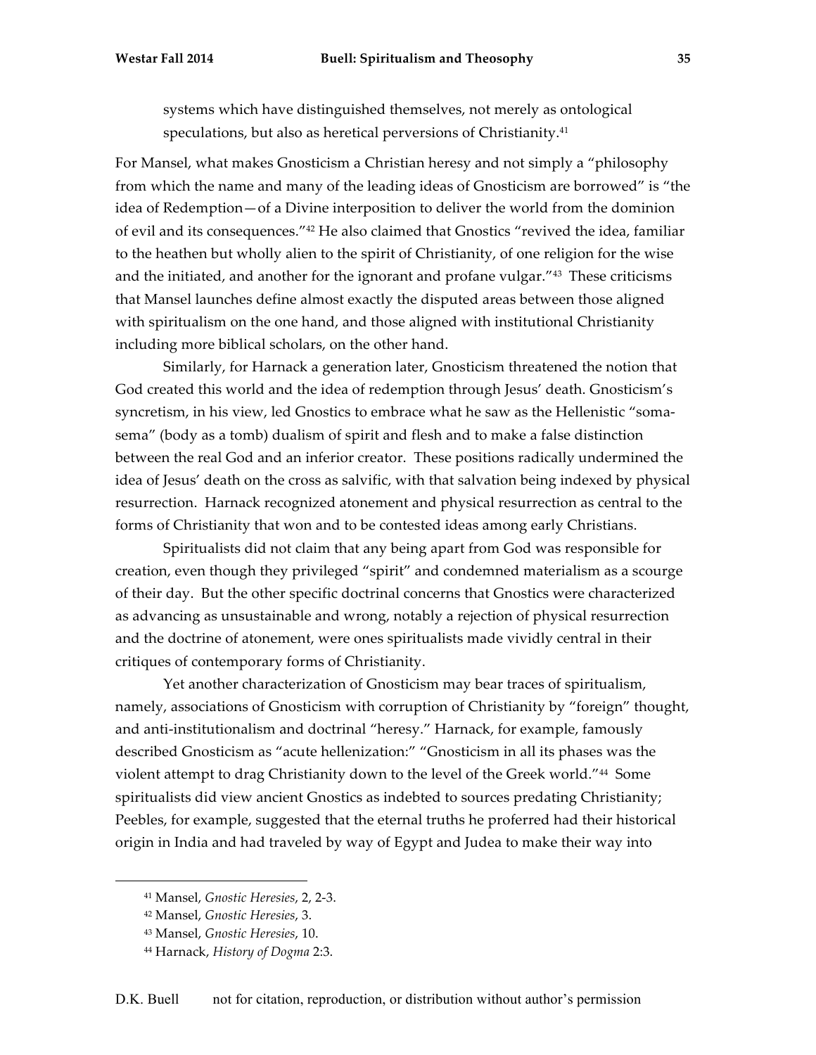systems which have distinguished themselves, not merely as ontological speculations, but also as heretical perversions of Christianity.[41]

For Mansel, what makes Gnosticism a Christian heresy and not simply a "philosophy from which the name and many of the leading ideas of Gnosticism are borrowed" is "the idea of Redemption—of a Divine interposition to deliver the world from the dominion of evil and its consequences."[42] He also claimed that Gnostics "revived the idea, familiar to the heathen but wholly alien to the spirit of Christianity, of one religion for the wise and the initiated, and another for the ignorant and profane vulgar."[43] These criticisms that Mansel launches define almost exactly the disputed areas between those aligned with spiritualism on the one hand, and those aligned with institutional Christianity including more biblical scholars, on the other hand.

Similarly, for Harnack a generation later, Gnosticism threatened the notion that God created this world and the idea of redemption through Jesus' death. Gnosticism's syncretism, in his view, led Gnostics to embrace what he saw as the Hellenistic "soma-sema" (body as a tomb) dualism of spirit and flesh and to make a false distinction between the real God and an inferior creator. These positions radically undermined the idea of Jesus' death on the cross as salvific, with that salvation being indexed by physical resurrection. Harnack recognized atonement and physical resurrection as central to the forms of Christianity that won and to be contested ideas among early Christians.

Spiritualists did not claim that any being apart from God was responsible for creation, even though they privileged "spirit" and condemned materialism as a scourge of their day. But the other specific doctrinal concerns that Gnostics were characterized as advancing as unsustainable and wrong, notably a rejection of physical resurrection and the doctrine of atonement, were ones spiritualists made vividly central in their critiques of contemporary forms of Christianity.

Yet another characterization of Gnosticism may bear traces of spiritualism, namely, associations of Gnosticism with corruption of Christianity by "foreign" thought, and anti-institutionalism and doctrinal "heresy." Harnack, for example, famously described Gnosticism as "acute hellenization:" "Gnosticism in all its phases was the violent attempt to drag Christianity down to the level of the Greek world."[44] Some spiritualists did view ancient Gnostics as indebted to sources predating Christianity; Peebles, for example, suggested that the eternal truths he proferred had their historical origin in India and had traveled by way of Egypt and Judea to make their way into

---

[41] Mansel, *Gnostic Heresies*, 2, 2-3.

[42] Mansel, *Gnostic Heresies*, 3.

[43] Mansel, *Gnostic Heresies*, 10.

[44] Harnack, *History of Dogma* 2:3.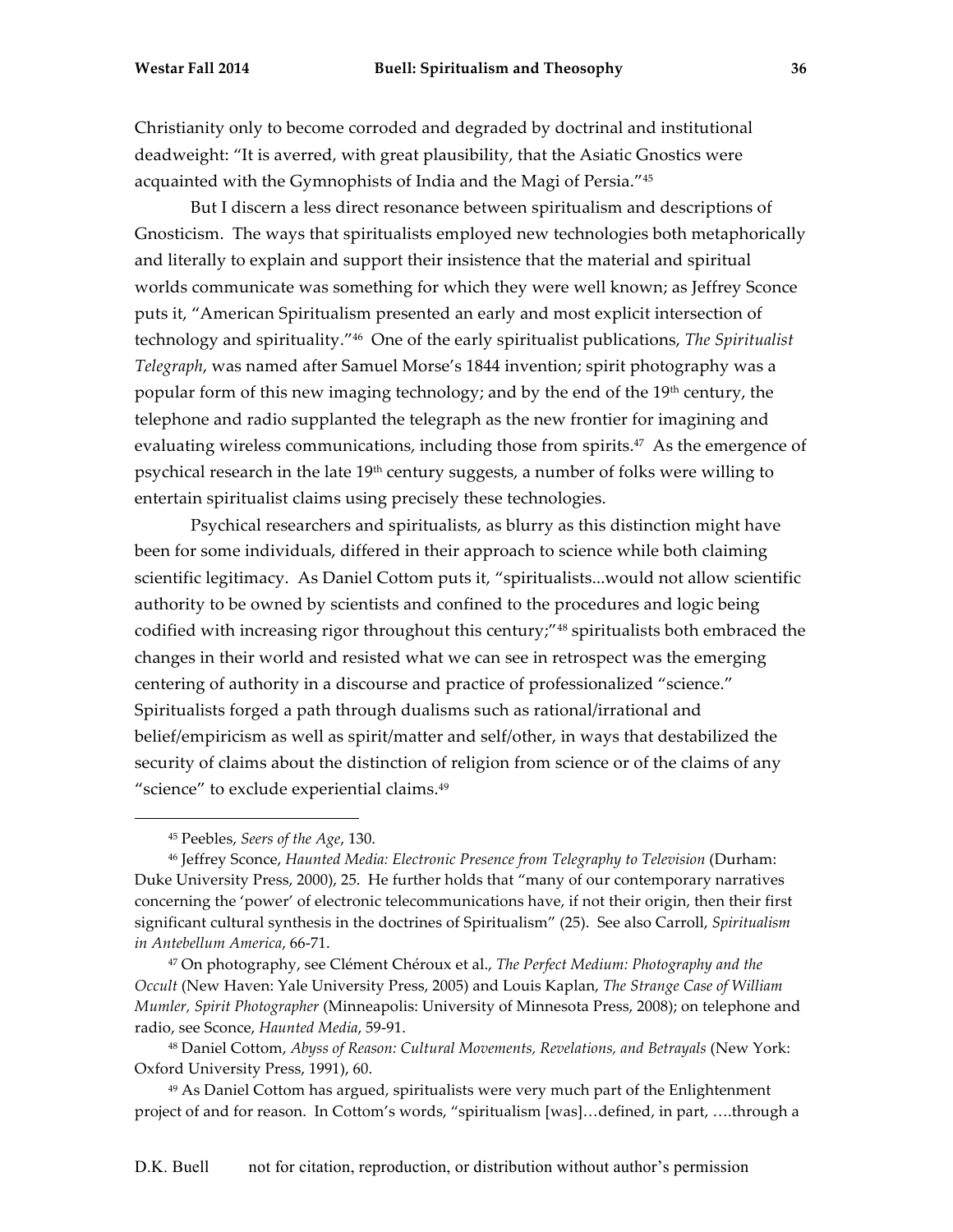Christianity only to become corroded and degraded by doctrinal and institutional deadweight: "It is averred, with great plausibility, that the Asiatic Gnostics were acquainted with the Gymnophists of India and the Magi of Persia."[45]

But I discern a less direct resonance between spiritualism and descriptions of Gnosticism. The ways that spiritualists employed new technologies both metaphorically and literally to explain and support their insistence that the material and spiritual worlds communicate was something for which they were well known; as Jeffrey Sconce puts it, "American Spiritualism presented an early and most explicit intersection of technology and spirituality."[46] One of the early spiritualist publications, *The Spiritualist Telegraph*, was named after Samuel Morse's 1844 invention; spirit photography was a popular form of this new imaging technology; and by the end of the 19th century, the telephone and radio supplanted the telegraph as the new frontier for imagining and evaluating wireless communications, including those from spirits.[47] As the emergence of psychical research in the late 19th century suggests, a number of folks were willing to entertain spiritualist claims using precisely these technologies.

Psychical researchers and spiritualists, as blurry as this distinction might have been for some individuals, differed in their approach to science while both claiming scientific legitimacy. As Daniel Cottom puts it, "spiritualists...would not allow scientific authority to be owned by scientists and confined to the procedures and logic being codified with increasing rigor throughout this century;"[48] spiritualists both embraced the changes in their world and resisted what we can see in retrospect was the emerging centering of authority in a discourse and practice of professionalized "science." Spiritualists forged a path through dualisms such as rational/irrational and belief/empiricism as well as spirit/matter and self/other, in ways that destabilized the security of claims about the distinction of religion from science or of the claims of any "science" to exclude experiential claims.[49]

---

[45] Peebles, *Seers of the Age*, 130.

[46] Jeffrey Sconce, *Haunted Media: Electronic Presence from Telegraphy to Television* (Durham: Duke University Press, 2000), 25. He further holds that "many of our contemporary narratives concerning the 'power' of electronic telecommunications have, if not their origin, then their first significant cultural synthesis in the doctrines of Spiritualism" (25). See also Carroll, *Spiritualism in Antebellum America*, 66-71.

[47] On photography, see Clément Chéroux et al., *The Perfect Medium: Photography and the Occult* (New Haven: Yale University Press, 2005) and Louis Kaplan, *The Strange Case of William Mumler, Spirit Photographer* (Minneapolis: University of Minnesota Press, 2008); on telephone and radio, see Sconce, *Haunted Media*, 59-91.

[48] Daniel Cottom, *Abyss of Reason: Cultural Movements, Revelations, and Betrayals* (New York: Oxford University Press, 1991), 60.

[49] As Daniel Cottom has argued, spiritualists were very much part of the Enlightenment project of and for reason. In Cottom's words, "spiritualism [was]…defined, in part, ….through a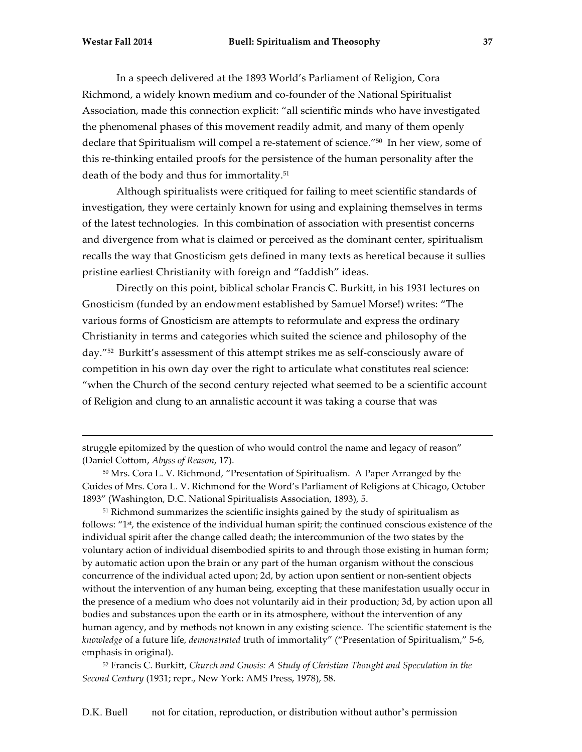In a speech delivered at the 1893 World's Parliament of Religion, Cora Richmond, a widely known medium and co-founder of the National Spiritualist Association, made this connection explicit: "all scientific minds who have investigated the phenomenal phases of this movement readily admit, and many of them openly declare that Spiritualism will compel a re-statement of science."[50] In her view, some of this re-thinking entailed proofs for the persistence of the human personality after the death of the body and thus for immortality.[51]

Although spiritualists were critiqued for failing to meet scientific standards of investigation, they were certainly known for using and explaining themselves in terms of the latest technologies. In this combination of association with presentist concerns and divergence from what is claimed or perceived as the dominant center, spiritualism recalls the way that Gnosticism gets defined in many texts as heretical because it sullies pristine earliest Christianity with foreign and "faddish" ideas.

Directly on this point, biblical scholar Francis C. Burkitt, in his 1931 lectures on Gnosticism (funded by an endowment established by Samuel Morse!) writes: "The various forms of Gnosticism are attempts to reformulate and express the ordinary Christianity in terms and categories which suited the science and philosophy of the day."[52] Burkitt's assessment of this attempt strikes me as self-consciously aware of competition in his own day over the right to articulate what constitutes real science: "when the Church of the second century rejected what seemed to be a scientific account of Religion and clung to an annalistic account it was taking a course that was

---

struggle epitomized by the question of who would control the name and legacy of reason" (Daniel Cottom, *Abyss of Reason*, 17).

[50] Mrs. Cora L. V. Richmond, "Presentation of Spiritualism. A Paper Arranged by the Guides of Mrs. Cora L. V. Richmond for the Word's Parliament of Religions at Chicago, October 1893" (Washington, D.C. National Spiritualists Association, 1893), 5.

[51] Richmond summarizes the scientific insights gained by the study of spiritualism as follows: "1st, the existence of the individual human spirit; the continued conscious existence of the individual spirit after the change called death; the intercommunion of the two states by the voluntary action of individual disembodied spirits to and through those existing in human form; by automatic action upon the brain or any part of the human organism without the conscious concurrence of the individual acted upon; 2d, by action upon sentient or non-sentient objects without the intervention of any human being, excepting that these manifestation usually occur in the presence of a medium who does not voluntarily aid in their production; 3d, by action upon all bodies and substances upon the earth or in its atmosphere, without the intervention of any human agency, and by methods not known in any existing science. The scientific statement is the *knowledge* of a future life, *demonstrated* truth of immortality" ("Presentation of Spiritualism," 5-6, emphasis in original).

[52] Francis C. Burkitt, *Church and Gnosis: A Study of Christian Thought and Speculation in the Second Century* (1931; repr., New York: AMS Press, 1978), 58.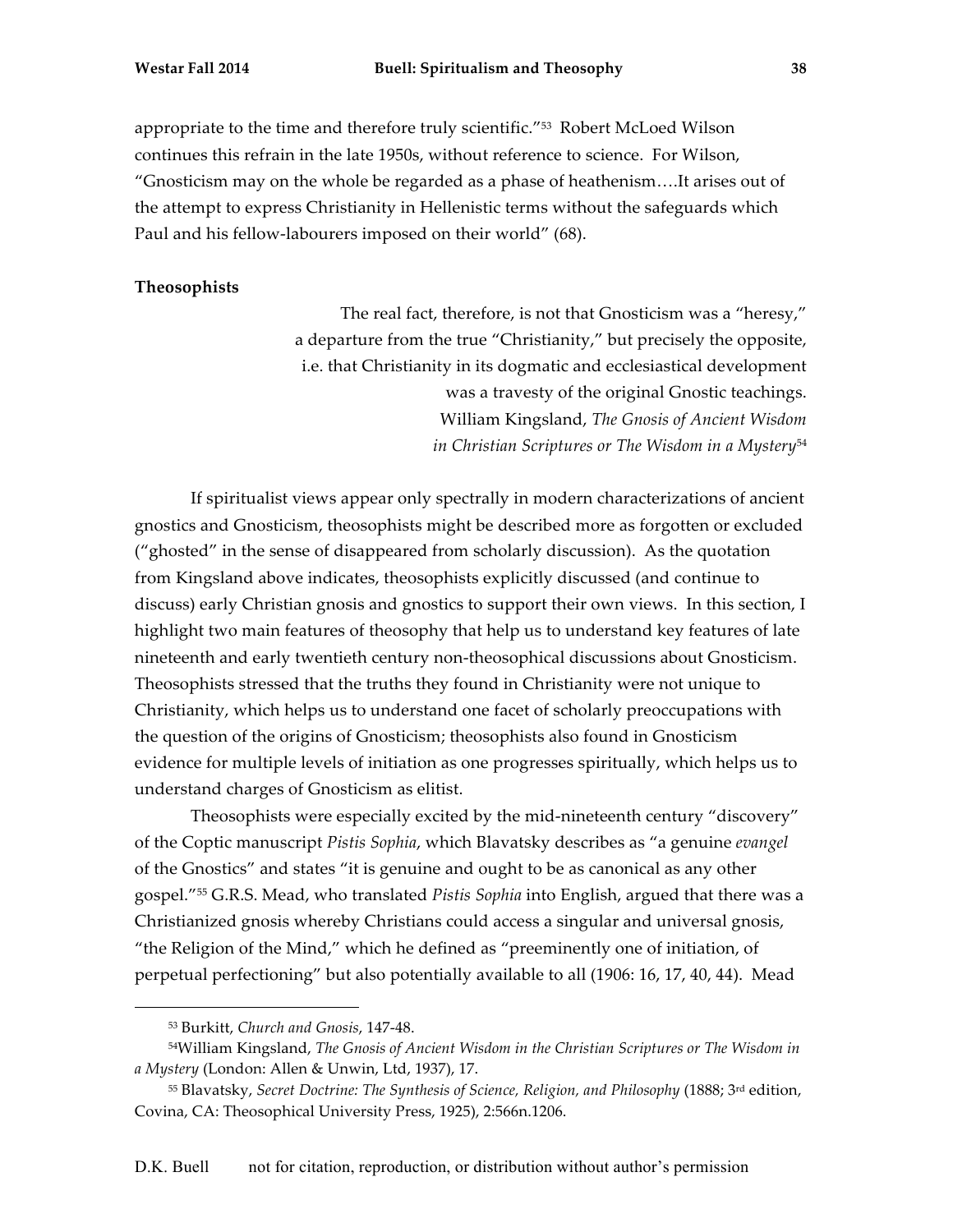appropriate to the time and therefore truly scientific."[53] Robert McLoed Wilson continues this refrain in the late 1950s, without reference to science. For Wilson, "Gnosticism may on the whole be regarded as a phase of heathenism….It arises out of the attempt to express Christianity in Hellenistic terms without the safeguards which Paul and his fellow-labourers imposed on their world" (68).

**Theosophists**

> The real fact, therefore, is not that Gnosticism was a "heresy," a departure from the true "Christianity," but precisely the opposite, i.e. that Christianity in its dogmatic and ecclesiastical development was a travesty of the original Gnostic teachings.
>
> William Kingsland, *The Gnosis of Ancient Wisdom in Christian Scriptures or The Wisdom in a Mystery*[54]

If spiritualist views appear only spectrally in modern characterizations of ancient gnostics and Gnosticism, theosophists might be described more as forgotten or excluded ("ghosted" in the sense of disappeared from scholarly discussion). As the quotation from Kingsland above indicates, theosophists explicitly discussed (and continue to discuss) early Christian gnosis and gnostics to support their own views. In this section, I highlight two main features of theosophy that help us to understand key features of late nineteenth and early twentieth century non-theosophical discussions about Gnosticism. Theosophists stressed that the truths they found in Christianity were not unique to Christianity, which helps us to understand one facet of scholarly preoccupations with the question of the origins of Gnosticism; theosophists also found in Gnosticism evidence for multiple levels of initiation as one progresses spiritually, which helps us to understand charges of Gnosticism as elitist.

Theosophists were especially excited by the mid-nineteenth century "discovery" of the Coptic manuscript *Pistis Sophia*, which Blavatsky describes as "a genuine *evangel* of the Gnostics" and states "it is genuine and ought to be as canonical as any other gospel."[55] G.R.S. Mead, who translated *Pistis Sophia* into English, argued that there was a Christianized gnosis whereby Christians could access a singular and universal gnosis, "the Religion of the Mind," which he defined as "preeminently one of initiation, of perpetual perfectioning" but also potentially available to all (1906: 16, 17, 40, 44). Mead

---

[53] Burkitt, *Church and Gnosis*, 147-48.

[54] William Kingsland, *The Gnosis of Ancient Wisdom in the Christian Scriptures or The Wisdom in a Mystery* (London: Allen & Unwin, Ltd, 1937), 17.

[55] Blavatsky, *Secret Doctrine: The Synthesis of Science, Religion, and Philosophy* (1888; 3rd edition, Covina, CA: Theosophical University Press, 1925), 2:566n.1206.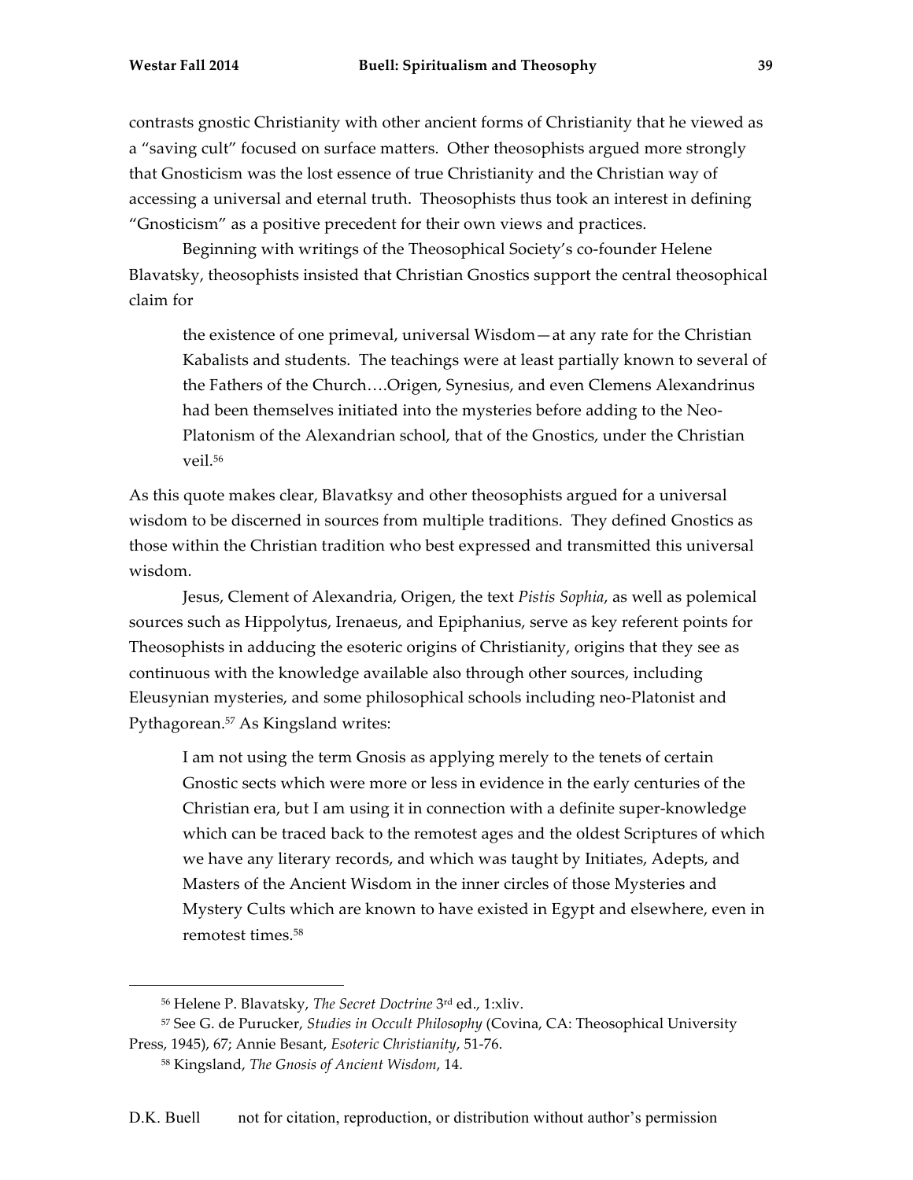contrasts gnostic Christianity with other ancient forms of Christianity that he viewed as a "saving cult" focused on surface matters. Other theosophists argued more strongly that Gnosticism was the lost essence of true Christianity and the Christian way of accessing a universal and eternal truth. Theosophists thus took an interest in defining "Gnosticism" as a positive precedent for their own views and practices.

Beginning with writings of the Theosophical Society's co-founder Helene Blavatsky, theosophists insisted that Christian Gnostics support the central theosophical claim for

> the existence of one primeval, universal Wisdom—at any rate for the Christian Kabalists and students. The teachings were at least partially known to several of the Fathers of the Church….Origen, Synesius, and even Clemens Alexandrinus had been themselves initiated into the mysteries before adding to the Neo-Platonism of the Alexandrian school, that of the Gnostics, under the Christian veil.[56]

As this quote makes clear, Blavatksy and other theosophists argued for a universal wisdom to be discerned in sources from multiple traditions. They defined Gnostics as those within the Christian tradition who best expressed and transmitted this universal wisdom.

Jesus, Clement of Alexandria, Origen, the text *Pistis Sophia*, as well as polemical sources such as Hippolytus, Irenaeus, and Epiphanius, serve as key referent points for Theosophists in adducing the esoteric origins of Christianity, origins that they see as continuous with the knowledge available also through other sources, including Eleusynian mysteries, and some philosophical schools including neo-Platonist and Pythagorean.[57] As Kingsland writes:

> I am not using the term Gnosis as applying merely to the tenets of certain Gnostic sects which were more or less in evidence in the early centuries of the Christian era, but I am using it in connection with a definite super-knowledge which can be traced back to the remotest ages and the oldest Scriptures of which we have any literary records, and which was taught by Initiates, Adepts, and Masters of the Ancient Wisdom in the inner circles of those Mysteries and Mystery Cults which are known to have existed in Egypt and elsewhere, even in remotest times.[58]

---

[56] Helene P. Blavatsky, *The Secret Doctrine* 3rd ed., 1:xliv.

[57] See G. de Purucker, *Studies in Occult Philosophy* (Covina, CA: Theosophical University Press, 1945), 67; Annie Besant, *Esoteric Christianity*, 51-76.

[58] Kingsland, *The Gnosis of Ancient Wisdom*, 14.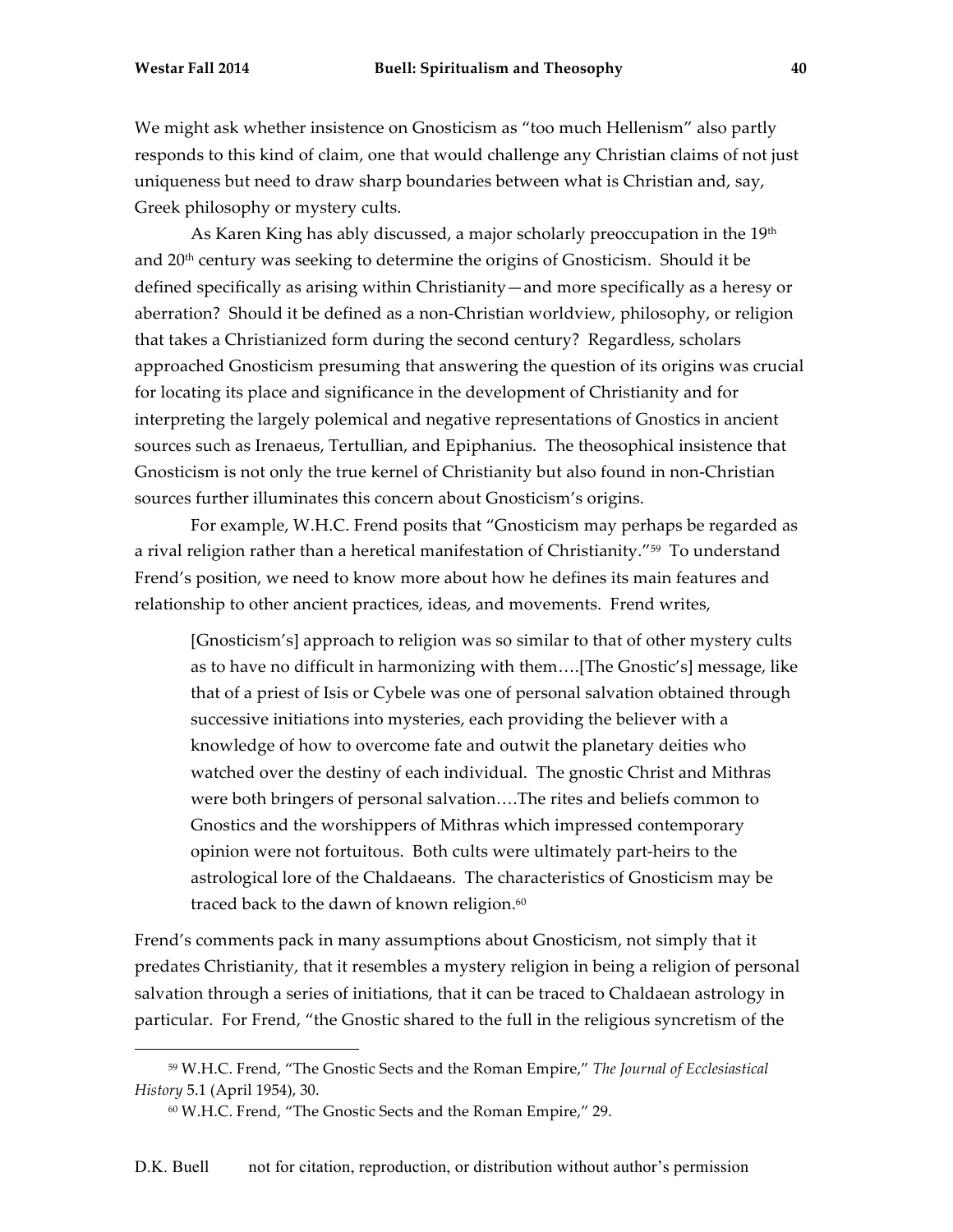We might ask whether insistence on Gnosticism as "too much Hellenism" also partly responds to this kind of claim, one that would challenge any Christian claims of not just uniqueness but need to draw sharp boundaries between what is Christian and, say, Greek philosophy or mystery cults.

As Karen King has ably discussed, a major scholarly preoccupation in the 19th and 20th century was seeking to determine the origins of Gnosticism. Should it be defined specifically as arising within Christianity—and more specifically as a heresy or aberration? Should it be defined as a non-Christian worldview, philosophy, or religion that takes a Christianized form during the second century? Regardless, scholars approached Gnosticism presuming that answering the question of its origins was crucial for locating its place and significance in the development of Christianity and for interpreting the largely polemical and negative representations of Gnostics in ancient sources such as Irenaeus, Tertullian, and Epiphanius. The theosophical insistence that Gnosticism is not only the true kernel of Christianity but also found in non-Christian sources further illuminates this concern about Gnosticism's origins.

For example, W.H.C. Frend posits that "Gnosticism may perhaps be regarded as a rival religion rather than a heretical manifestation of Christianity."[59] To understand Frend's position, we need to know more about how he defines its main features and relationship to other ancient practices, ideas, and movements. Frend writes,

> [Gnosticism's] approach to religion was so similar to that of other mystery cults as to have no difficult in harmonizing with them….[The Gnostic's] message, like that of a priest of Isis or Cybele was one of personal salvation obtained through successive initiations into mysteries, each providing the believer with a knowledge of how to overcome fate and outwit the planetary deities who watched over the destiny of each individual. The gnostic Christ and Mithras were both bringers of personal salvation….The rites and beliefs common to Gnostics and the worshippers of Mithras which impressed contemporary opinion were not fortuitous. Both cults were ultimately part-heirs to the astrological lore of the Chaldaeans. The characteristics of Gnosticism may be traced back to the dawn of known religion.[60]

Frend's comments pack in many assumptions about Gnosticism, not simply that it predates Christianity, that it resembles a mystery religion in being a religion of personal salvation through a series of initiations, that it can be traced to Chaldaean astrology in particular. For Frend, "the Gnostic shared to the full in the religious syncretism of the

---

[59] W.H.C. Frend, "The Gnostic Sects and the Roman Empire," *The Journal of Ecclesiastical History* 5.1 (April 1954), 30.

[60] W.H.C. Frend, "The Gnostic Sects and the Roman Empire," 29.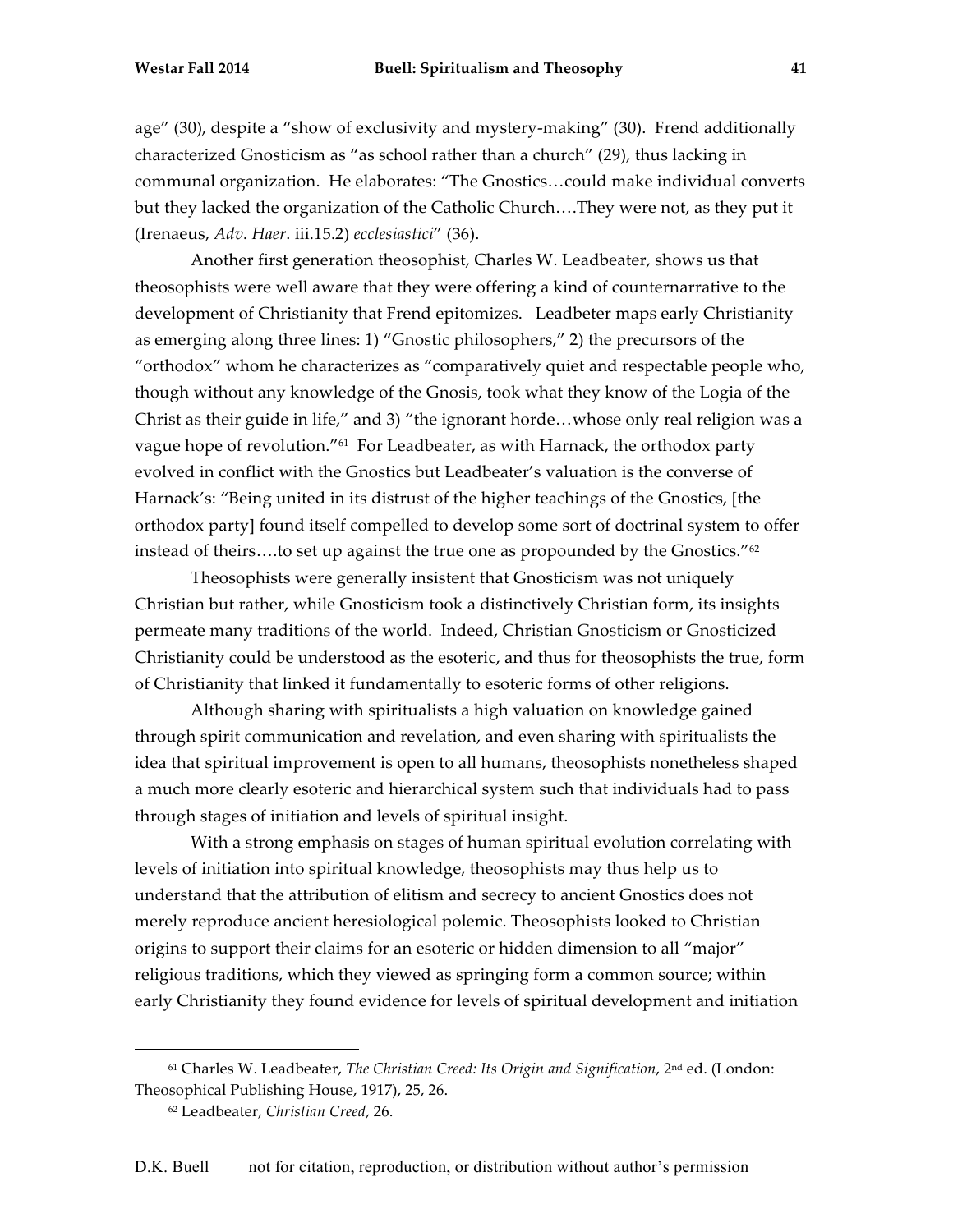age" (30), despite a "show of exclusivity and mystery-making" (30). Frend additionally characterized Gnosticism as "as school rather than a church" (29), thus lacking in communal organization. He elaborates: "The Gnostics…could make individual converts but they lacked the organization of the Catholic Church….They were not, as they put it (Irenaeus, *Adv. Haer*. iii.15.2) *ecclesiastici*" (36).

Another first generation theosophist, Charles W. Leadbeater, shows us that theosophists were well aware that they were offering a kind of counternarrative to the development of Christianity that Frend epitomizes. Leadbeter maps early Christianity as emerging along three lines: 1) "Gnostic philosophers," 2) the precursors of the "orthodox" whom he characterizes as "comparatively quiet and respectable people who, though without any knowledge of the Gnosis, took what they know of the Logia of the Christ as their guide in life," and 3) "the ignorant horde…whose only real religion was a vague hope of revolution."[61] For Leadbeater, as with Harnack, the orthodox party evolved in conflict with the Gnostics but Leadbeater's valuation is the converse of Harnack's: "Being united in its distrust of the higher teachings of the Gnostics, [the orthodox party] found itself compelled to develop some sort of doctrinal system to offer instead of theirs….to set up against the true one as propounded by the Gnostics."[62]

Theosophists were generally insistent that Gnosticism was not uniquely Christian but rather, while Gnosticism took a distinctively Christian form, its insights permeate many traditions of the world. Indeed, Christian Gnosticism or Gnosticized Christianity could be understood as the esoteric, and thus for theosophists the true, form of Christianity that linked it fundamentally to esoteric forms of other religions.

Although sharing with spiritualists a high valuation on knowledge gained through spirit communication and revelation, and even sharing with spiritualists the idea that spiritual improvement is open to all humans, theosophists nonetheless shaped a much more clearly esoteric and hierarchical system such that individuals had to pass through stages of initiation and levels of spiritual insight.

With a strong emphasis on stages of human spiritual evolution correlating with levels of initiation into spiritual knowledge, theosophists may thus help us to understand that the attribution of elitism and secrecy to ancient Gnostics does not merely reproduce ancient heresiological polemic. Theosophists looked to Christian origins to support their claims for an esoteric or hidden dimension to all "major" religious traditions, which they viewed as springing form a common source; within early Christianity they found evidence for levels of spiritual development and initiation

---

[61] Charles W. Leadbeater, *The Christian Creed: Its Origin and Signification*, 2nd ed. (London: Theosophical Publishing House, 1917), 25, 26.

[62] Leadbeater, *Christian Creed*, 26.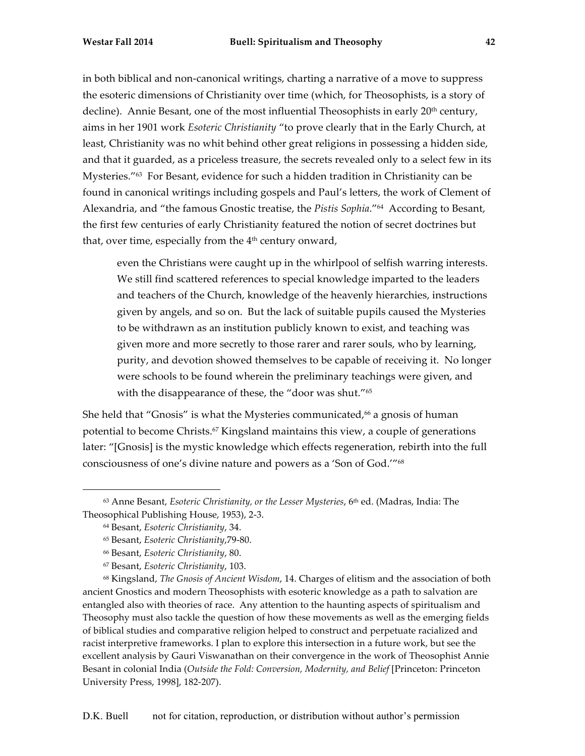in both biblical and non-canonical writings, charting a narrative of a move to suppress the esoteric dimensions of Christianity over time (which, for Theosophists, is a story of decline). Annie Besant, one of the most influential Theosophists in early 20th century, aims in her 1901 work *Esoteric Christianity* "to prove clearly that in the Early Church, at least, Christianity was no whit behind other great religions in possessing a hidden side, and that it guarded, as a priceless treasure, the secrets revealed only to a select few in its Mysteries."[63] For Besant, evidence for such a hidden tradition in Christianity can be found in canonical writings including gospels and Paul's letters, the work of Clement of Alexandria, and "the famous Gnostic treatise, the *Pistis Sophia*."[64] According to Besant, the first few centuries of early Christianity featured the notion of secret doctrines but that, over time, especially from the 4th century onward,

> even the Christians were caught up in the whirlpool of selfish warring interests. We still find scattered references to special knowledge imparted to the leaders and teachers of the Church, knowledge of the heavenly hierarchies, instructions given by angels, and so on. But the lack of suitable pupils caused the Mysteries to be withdrawn as an institution publicly known to exist, and teaching was given more and more secretly to those rarer and rarer souls, who by learning, purity, and devotion showed themselves to be capable of receiving it. No longer were schools to be found wherein the preliminary teachings were given, and with the disappearance of these, the "door was shut."[65]

She held that "Gnosis" is what the Mysteries communicated,[66] a gnosis of human potential to become Christs.[67] Kingsland maintains this view, a couple of generations later: "[Gnosis] is the mystic knowledge which effects regeneration, rebirth into the full consciousness of one's divine nature and powers as a 'Son of God.'"[68]

---

[63] Anne Besant, *Esoteric Christianity, or the Lesser Mysteries*, 6th ed. (Madras, India: The Theosophical Publishing House, 1953), 2-3.

[64] Besant, *Esoteric Christianity*, 34.

[65] Besant, *Esoteric Christianity*,79-80.

[66] Besant, *Esoteric Christianity*, 80.

[67] Besant, *Esoteric Christianity*, 103.

[68] Kingsland, *The Gnosis of Ancient Wisdom*, 14. Charges of elitism and the association of both ancient Gnostics and modern Theosophists with esoteric knowledge as a path to salvation are entangled also with theories of race. Any attention to the haunting aspects of spiritualism and Theosophy must also tackle the question of how these movements as well as the emerging fields of biblical studies and comparative religion helped to construct and perpetuate racialized and racist interpretive frameworks. I plan to explore this intersection in a future work, but see the excellent analysis by Gauri Viswanathan on their convergence in the work of Theosophist Annie Besant in colonial India (*Outside the Fold: Conversion, Modernity, and Belief* [Princeton: Princeton University Press, 1998], 182-207).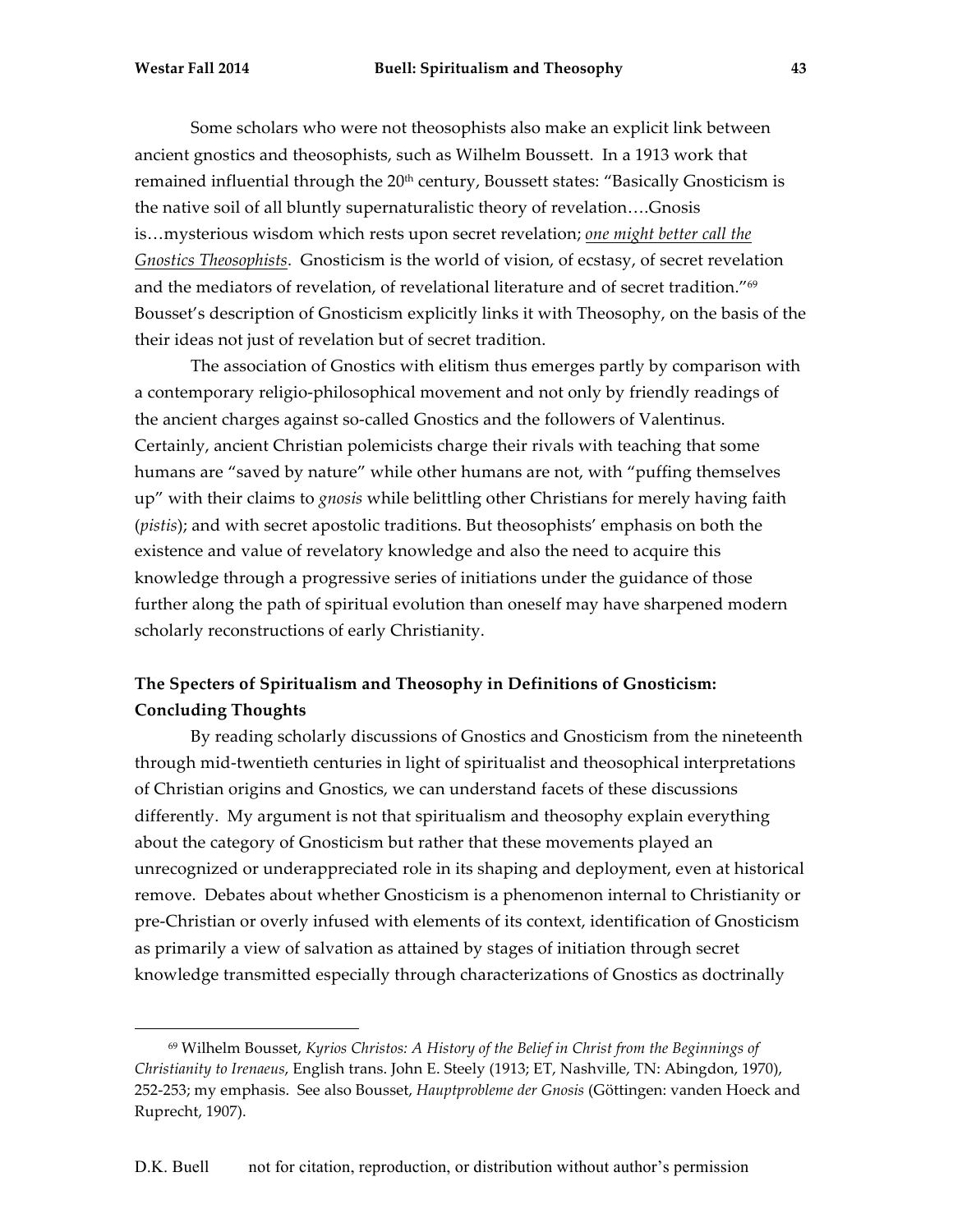Some scholars who were not theosophists also make an explicit link between ancient gnostics and theosophists, such as Wilhelm Boussett. In a 1913 work that remained influential through the 20th century, Boussett states: "Basically Gnosticism is the native soil of all bluntly supernaturalistic theory of revelation….Gnosis is…mysterious wisdom which rests upon secret revelation; *one might better call the Gnostics Theosophists*. Gnosticism is the world of vision, of ecstasy, of secret revelation and the mediators of revelation, of revelational literature and of secret tradition."[69] Bousset's description of Gnosticism explicitly links it with Theosophy, on the basis of the their ideas not just of revelation but of secret tradition.

The association of Gnostics with elitism thus emerges partly by comparison with a contemporary religio-philosophical movement and not only by friendly readings of the ancient charges against so-called Gnostics and the followers of Valentinus. Certainly, ancient Christian polemicists charge their rivals with teaching that some humans are "saved by nature" while other humans are not, with "puffing themselves up" with their claims to *gnosis* while belittling other Christians for merely having faith (*pistis*); and with secret apostolic traditions. But theosophists' emphasis on both the existence and value of revelatory knowledge and also the need to acquire this knowledge through a progressive series of initiations under the guidance of those further along the path of spiritual evolution than oneself may have sharpened modern scholarly reconstructions of early Christianity.

### The Specters of Spiritualism and Theosophy in Definitions of Gnosticism: Concluding Thoughts

By reading scholarly discussions of Gnostics and Gnosticism from the nineteenth through mid-twentieth centuries in light of spiritualist and theosophical interpretations of Christian origins and Gnostics, we can understand facets of these discussions differently. My argument is not that spiritualism and theosophy explain everything about the category of Gnosticism but rather that these movements played an unrecognized or underappreciated role in its shaping and deployment, even at historical remove. Debates about whether Gnosticism is a phenomenon internal to Christianity or pre-Christian or overly infused with elements of its context, identification of Gnosticism as primarily a view of salvation as attained by stages of initiation through secret knowledge transmitted especially through characterizations of Gnostics as doctrinally

[69] Wilhelm Bousset, *Kyrios Christos: A History of the Belief in Christ from the Beginnings of Christianity to Irenaeus*, English trans. John E. Steely (1913; ET, Nashville, TN: Abingdon, 1970), 252-253; my emphasis. See also Bousset, *Hauptprobleme der Gnosis* (Göttingen: vanden Hoeck and Ruprecht, 1907).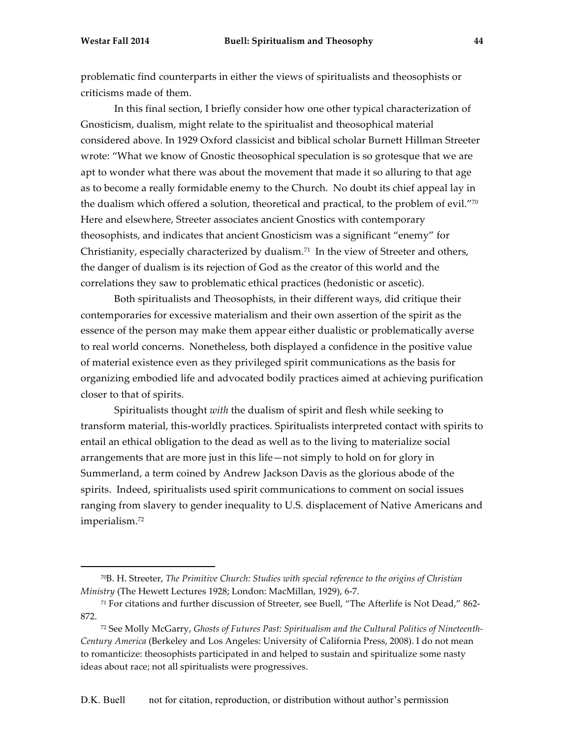problematic find counterparts in either the views of spiritualists and theosophists or criticisms made of them.

In this final section, I briefly consider how one other typical characterization of Gnosticism, dualism, might relate to the spiritualist and theosophical material considered above. In 1929 Oxford classicist and biblical scholar Burnett Hillman Streeter wrote: "What we know of Gnostic theosophical speculation is so grotesque that we are apt to wonder what there was about the movement that made it so alluring to that age as to become a really formidable enemy to the Church. No doubt its chief appeal lay in the dualism which offered a solution, theoretical and practical, to the problem of evil."[70] Here and elsewhere, Streeter associates ancient Gnostics with contemporary theosophists, and indicates that ancient Gnosticism was a significant "enemy" for Christianity, especially characterized by dualism.[71] In the view of Streeter and others, the danger of dualism is its rejection of God as the creator of this world and the correlations they saw to problematic ethical practices (hedonistic or ascetic).

Both spiritualists and Theosophists, in their different ways, did critique their contemporaries for excessive materialism and their own assertion of the spirit as the essence of the person may make them appear either dualistic or problematically averse to real world concerns. Nonetheless, both displayed a confidence in the positive value of material existence even as they privileged spirit communications as the basis for organizing embodied life and advocated bodily practices aimed at achieving purification closer to that of spirits.

Spiritualists thought *with* the dualism of spirit and flesh while seeking to transform material, this-worldly practices. Spiritualists interpreted contact with spirits to entail an ethical obligation to the dead as well as to the living to materialize social arrangements that are more just in this life—not simply to hold on for glory in Summerland, a term coined by Andrew Jackson Davis as the glorious abode of the spirits. Indeed, spiritualists used spirit communications to comment on social issues ranging from slavery to gender inequality to U.S. displacement of Native Americans and imperialism.[72]

---

[70] B. H. Streeter, *The Primitive Church: Studies with special reference to the origins of Christian Ministry* (The Hewett Lectures 1928; London: MacMillan, 1929), 6-7.

[71] For citations and further discussion of Streeter, see Buell, "The Afterlife is Not Dead," 862-872.

[72] See Molly McGarry, *Ghosts of Futures Past: Spiritualism and the Cultural Politics of Nineteenth-Century America* (Berkeley and Los Angeles: University of California Press, 2008). I do not mean to romanticize: theosophists participated in and helped to sustain and spiritualize some nasty ideas about race; not all spiritualists were progressives.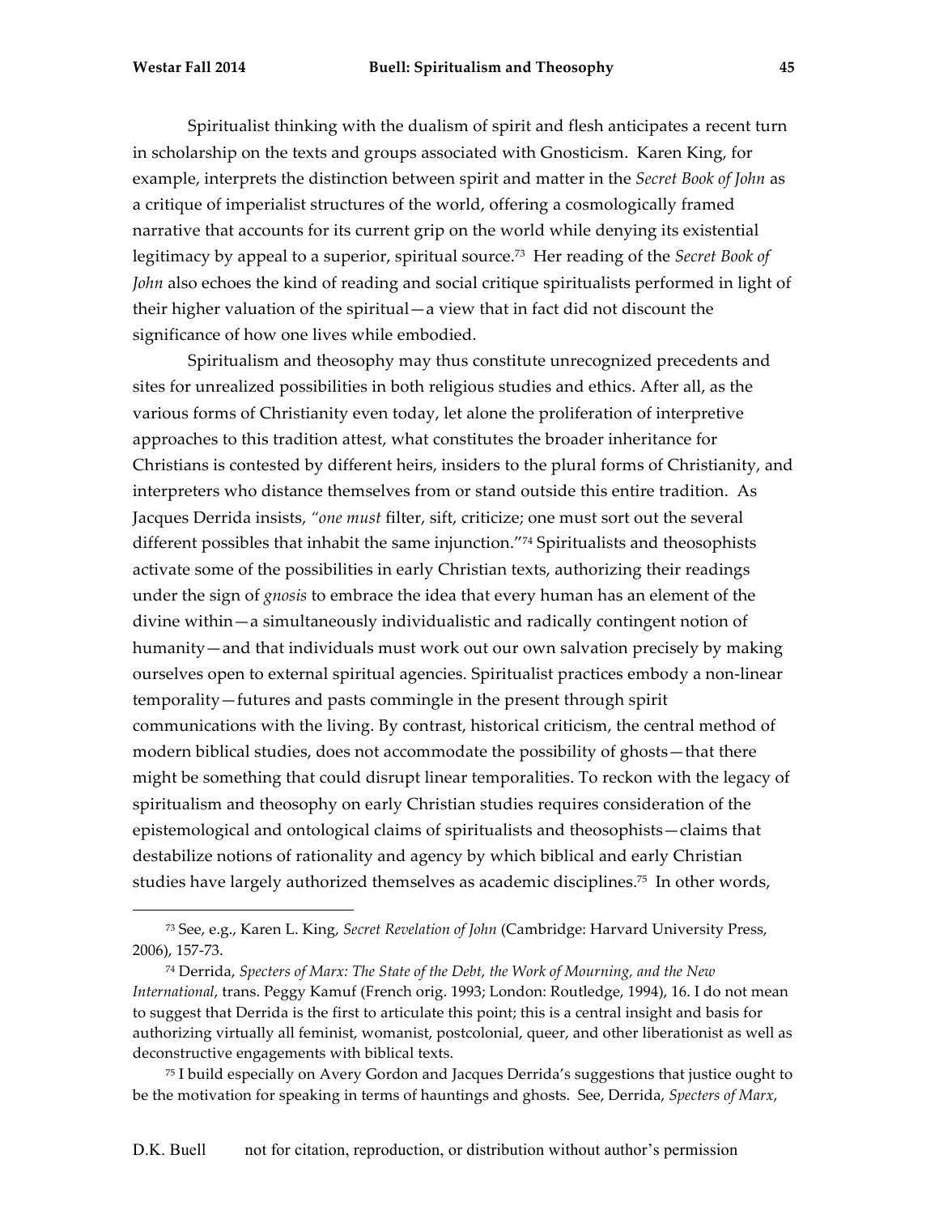Spiritualist thinking with the dualism of spirit and flesh anticipates a recent turn in scholarship on the texts and groups associated with Gnosticism. Karen King, for example, interprets the distinction between spirit and matter in the *Secret Book of John* as a critique of imperialist structures of the world, offering a cosmologically framed narrative that accounts for its current grip on the world while denying its existential legitimacy by appeal to a superior, spiritual source.[73] Her reading of the *Secret Book of John* also echoes the kind of reading and social critique spiritualists performed in light of their higher valuation of the spiritual—a view that in fact did not discount the significance of how one lives while embodied.

Spiritualism and theosophy may thus constitute unrecognized precedents and sites for unrealized possibilities in both religious studies and ethics. After all, as the various forms of Christianity even today, let alone the proliferation of interpretive approaches to this tradition attest, what constitutes the broader inheritance for Christians is contested by different heirs, insiders to the plural forms of Christianity, and interpreters who distance themselves from or stand outside this entire tradition. As Jacques Derrida insists, *"one must* filter, sift, criticize; one must sort out the several different possibles that inhabit the same injunction."[74] Spiritualists and theosophists activate some of the possibilities in early Christian texts, authorizing their readings under the sign of *gnosis* to embrace the idea that every human has an element of the divine within—a simultaneously individualistic and radically contingent notion of humanity—and that individuals must work out our own salvation precisely by making ourselves open to external spiritual agencies. Spiritualist practices embody a non-linear temporality—futures and pasts commingle in the present through spirit communications with the living. By contrast, historical criticism, the central method of modern biblical studies, does not accommodate the possibility of ghosts—that there might be something that could disrupt linear temporalities. To reckon with the legacy of spiritualism and theosophy on early Christian studies requires consideration of the epistemological and ontological claims of spiritualists and theosophists—claims that destabilize notions of rationality and agency by which biblical and early Christian studies have largely authorized themselves as academic disciplines.[75] In other words,

---

[73] See, e.g., Karen L. King, *Secret Revelation of John* (Cambridge: Harvard University Press, 2006), 157-73.

[74] Derrida, *Specters of Marx: The State of the Debt, the Work of Mourning, and the New International*, trans. Peggy Kamuf (French orig. 1993; London: Routledge, 1994), 16. I do not mean to suggest that Derrida is the first to articulate this point; this is a central insight and basis for authorizing virtually all feminist, womanist, postcolonial, queer, and other liberationist as well as deconstructive engagements with biblical texts.

[75] I build especially on Avery Gordon and Jacques Derrida's suggestions that justice ought to be the motivation for speaking in terms of hauntings and ghosts. See, Derrida, *Specters of Marx*,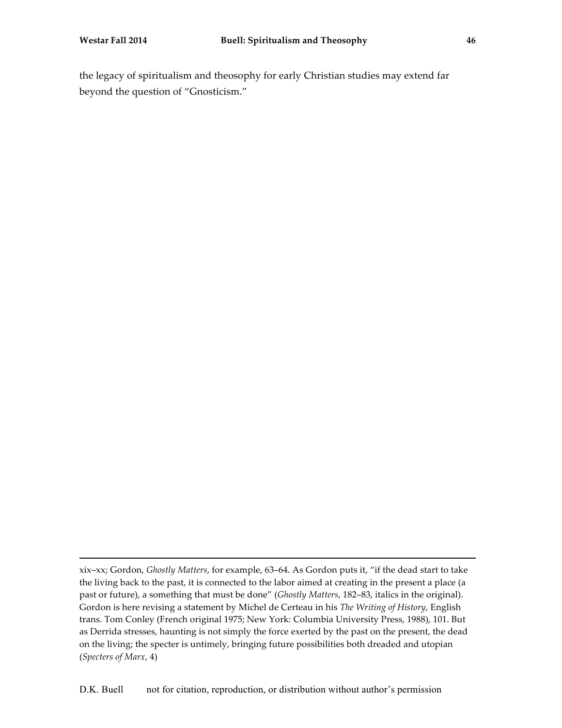the legacy of spiritualism and theosophy for early Christian studies may extend far beyond the question of "Gnosticism."

---

xix–xx; Gordon, *Ghostly Matters*, for example, 63–64. As Gordon puts it, "if the dead start to take the living back to the past, it is connected to the labor aimed at creating in the present a place (a past or future), a something that must be done" (*Ghostly Matters*, 182–83, italics in the original). Gordon is here revising a statement by Michel de Certeau in his *The Writing of History*, English trans. Tom Conley (French original 1975; New York: Columbia University Press, 1988), 101. But as Derrida stresses, haunting is not simply the force exerted by the past on the present, the dead on the living; the specter is untimely, bringing future possibilities both dreaded and utopian (*Specters of Marx*, 4)